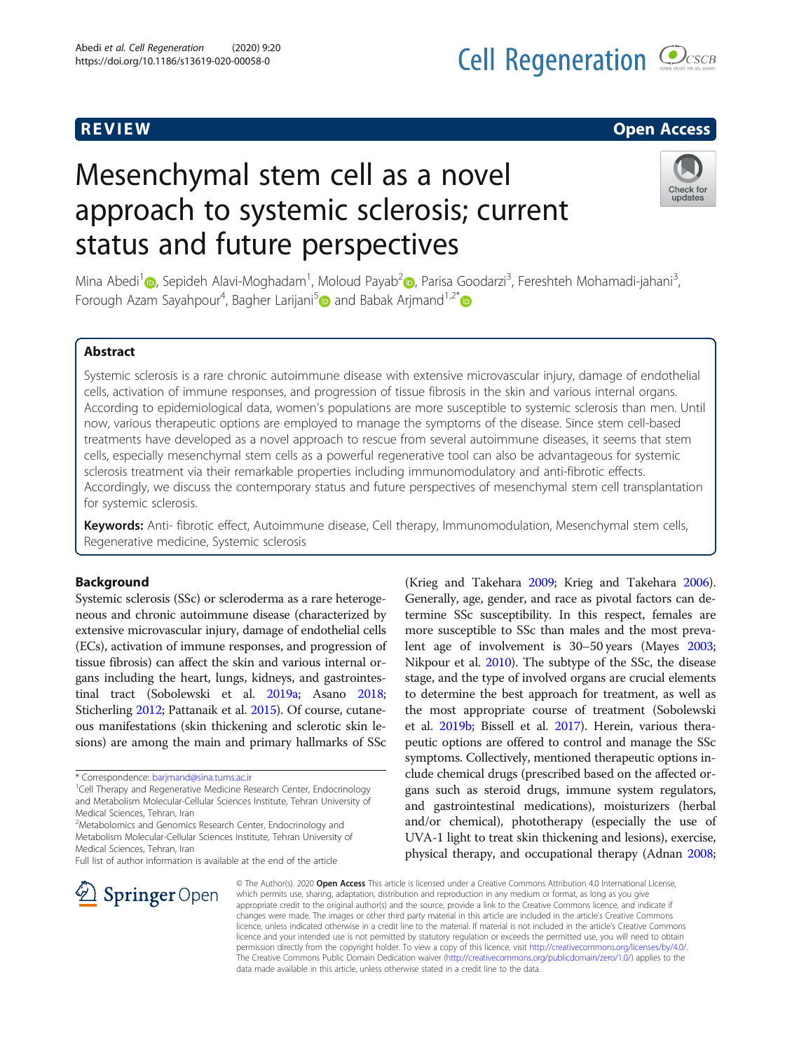REVIEW

Open Access

# Mesenchymal stem cell as a novel approach to systemic sclerosis; current status and future perspectives

Mina Abedi[1], Sepideh Alavi-Moghadam[1], Moloud Payab[2], Parisa Goodarzi[3], Fereshteh Mohamadi-jahani[3], Forough Azam Sayahpour[4], Bagher Larijani[5] and Babak Arjmand[1,2*]

## Abstract

Systemic sclerosis is a rare chronic autoimmune disease with extensive microvascular injury, damage of endothelial cells, activation of immune responses, and progression of tissue fibrosis in the skin and various internal organs. According to epidemiological data, women's populations are more susceptible to systemic sclerosis than men. Until now, various therapeutic options are employed to manage the symptoms of the disease. Since stem cell-based treatments have developed as a novel approach to rescue from several autoimmune diseases, it seems that stem cells, especially mesenchymal stem cells as a powerful regenerative tool can also be advantageous for systemic sclerosis treatment via their remarkable properties including immunomodulatory and anti-fibrotic effects. Accordingly, we discuss the contemporary status and future perspectives of mesenchymal stem cell transplantation for systemic sclerosis.

**Keywords:** Anti- fibrotic effect, Autoimmune disease, Cell therapy, Immunomodulation, Mesenchymal stem cells, Regenerative medicine, Systemic sclerosis

## Background

Systemic sclerosis (SSc) or scleroderma as a rare heterogeneous and chronic autoimmune disease (characterized by extensive microvascular injury, damage of endothelial cells (ECs), activation of immune responses, and progression of tissue fibrosis) can affect the skin and various internal organs including the heart, lungs, kidneys, and gastrointestinal tract (Sobolewski et al. 2019a; Asano 2018; Sticherling 2012; Pattanaik et al. 2015). Of course, cutaneous manifestations (skin thickening and sclerotic skin lesions) are among the main and primary hallmarks of SSc (Krieg and Takehara 2009; Krieg and Takehara 2006). Generally, age, gender, and race as pivotal factors can determine SSc susceptibility. In this respect, females are more susceptible to SSc than males and the most prevalent age of involvement is 30–50 years (Mayes 2003; Nikpour et al. 2010). The subtype of the SSc, the disease stage, and the type of involved organs are crucial elements to determine the best approach for treatment, as well as the most appropriate course of treatment (Sobolewski et al. 2019b; Bissell et al. 2017). Herein, various therapeutic options are offered to control and manage the SSc symptoms. Collectively, mentioned therapeutic options include chemical drugs (prescribed based on the affected organs such as steroid drugs, immune system regulators, and gastrointestinal medications), moisturizers (herbal and/or chemical), phototherapy (especially the use of UVA-1 light to treat skin thickening and lesions), exercise, physical therapy, and occupational therapy (Adnan 2008;

* Correspondence: barjmand@sina.tums.ac.ir
[1]Cell Therapy and Regenerative Medicine Research Center, Endocrinology and Metabolism Molecular-Cellular Sciences Institute, Tehran University of Medical Sciences, Tehran, Iran
[2]Metabolomics and Genomics Research Center, Endocrinology and Metabolism Molecular-Cellular Sciences Institute, Tehran University of Medical Sciences, Tehran, Iran
Full list of author information is available at the end of the article

© The Author(s). 2020 **Open Access** This article is licensed under a Creative Commons Attribution 4.0 International License, which permits use, sharing, adaptation, distribution and reproduction in any medium or format, as long as you give appropriate credit to the original author(s) and the source, provide a link to the Creative Commons licence, and indicate if changes were made. The images or other third party material in this article are included in the article's Creative Commons licence, unless indicated otherwise in a credit line to the material. If material is not included in the article's Creative Commons licence and your intended use is not permitted by statutory regulation or exceeds the permitted use, you will need to obtain permission directly from the copyright holder. To view a copy of this licence, visit http://creativecommons.org/licenses/by/4.0/. The Creative Commons Public Domain Dedication waiver (http://creativecommons.org/publicdomain/zero/1.0/) applies to the data made available in this article, unless otherwise stated in a credit line to the data.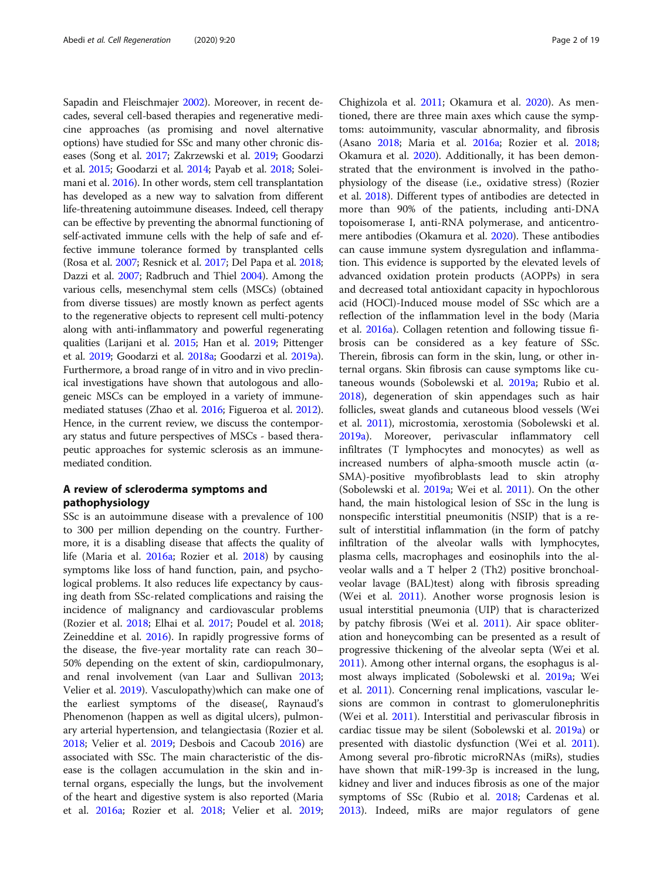Sapadin and Fleischmajer 2002). Moreover, in recent decades, several cell-based therapies and regenerative medicine approaches (as promising and novel alternative options) have studied for SSc and many other chronic diseases (Song et al. 2017; Zakrzewski et al. 2019; Goodarzi et al. 2015; Goodarzi et al. 2014; Payab et al. 2018; Soleimani et al. 2016). In other words, stem cell transplantation has developed as a new way to salvation from different life-threatening autoimmune diseases. Indeed, cell therapy can be effective by preventing the abnormal functioning of self-activated immune cells with the help of safe and effective immune tolerance formed by transplanted cells (Rosa et al. 2007; Resnick et al. 2017; Del Papa et al. 2018; Dazzi et al. 2007; Radbruch and Thiel 2004). Among the various cells, mesenchymal stem cells (MSCs) (obtained from diverse tissues) are mostly known as perfect agents to the regenerative objects to represent cell multi-potency along with anti-inflammatory and powerful regenerating qualities (Larijani et al. 2015; Han et al. 2019; Pittenger et al. 2019; Goodarzi et al. 2018a; Goodarzi et al. 2019a). Furthermore, a broad range of in vitro and in vivo preclinical investigations have shown that autologous and allogeneic MSCs can be employed in a variety of immune-mediated statuses (Zhao et al. 2016; Figueroa et al. 2012). Hence, in the current review, we discuss the contemporary status and future perspectives of MSCs - based therapeutic approaches for systemic sclerosis as an immune-mediated condition.

## A review of scleroderma symptoms and pathophysiology

SSc is an autoimmune disease with a prevalence of 100 to 300 per million depending on the country. Furthermore, it is a disabling disease that affects the quality of life (Maria et al. 2016a; Rozier et al. 2018) by causing symptoms like loss of hand function, pain, and psychological problems. It also reduces life expectancy by causing death from SSc-related complications and raising the incidence of malignancy and cardiovascular problems (Rozier et al. 2018; Elhai et al. 2017; Poudel et al. 2018; Zeineddine et al. 2016). In rapidly progressive forms of the disease, the five-year mortality rate can reach 30–50% depending on the extent of skin, cardiopulmonary, and renal involvement (van Laar and Sullivan 2013; Velier et al. 2019). Vasculopathy)which can make one of the earliest symptoms of the disease(, Raynaud's Phenomenon (happen as well as digital ulcers), pulmonary arterial hypertension, and telangiectasia (Rozier et al. 2018; Velier et al. 2019; Desbois and Cacoub 2016) are associated with SSc. The main characteristic of the disease is the collagen accumulation in the skin and internal organs, especially the lungs, but the involvement of the heart and digestive system is also reported (Maria et al. 2016a; Rozier et al. 2018; Velier et al. 2019; Chighizola et al. 2011; Okamura et al. 2020). As mentioned, there are three main axes which cause the symptoms: autoimmunity, vascular abnormality, and fibrosis (Asano 2018; Maria et al. 2016a; Rozier et al. 2018; Okamura et al. 2020). Additionally, it has been demonstrated that the environment is involved in the pathophysiology of the disease (i.e., oxidative stress) (Rozier et al. 2018). Different types of antibodies are detected in more than 90% of the patients, including anti-DNA topoisomerase I, anti-RNA polymerase, and anticentromere antibodies (Okamura et al. 2020). These antibodies can cause immune system dysregulation and inflammation. This evidence is supported by the elevated levels of advanced oxidation protein products (AOPPs) in sera and decreased total antioxidant capacity in hypochlorous acid (HOCl)-Induced mouse model of SSc which are a reflection of the inflammation level in the body (Maria et al. 2016a). Collagen retention and following tissue fibrosis can be considered as a key feature of SSc. Therein, fibrosis can form in the skin, lung, or other internal organs. Skin fibrosis can cause symptoms like cutaneous wounds (Sobolewski et al. 2019a; Rubio et al. 2018), degeneration of skin appendages such as hair follicles, sweat glands and cutaneous blood vessels (Wei et al. 2011), microstomia, xerostomia (Sobolewski et al. 2019a). Moreover, perivascular inflammatory cell infiltrates (T lymphocytes and monocytes) as well as increased numbers of alpha-smooth muscle actin (α-SMA)-positive myofibroblasts lead to skin atrophy (Sobolewski et al. 2019a; Wei et al. 2011). On the other hand, the main histological lesion of SSc in the lung is nonspecific interstitial pneumonitis (NSIP) that is a result of interstitial inflammation (in the form of patchy infiltration of the alveolar walls with lymphocytes, plasma cells, macrophages and eosinophils into the alveolar walls and a T helper 2 (Th2) positive bronchoalveolar lavage (BAL)test) along with fibrosis spreading (Wei et al. 2011). Another worse prognosis lesion is usual interstitial pneumonia (UIP) that is characterized by patchy fibrosis (Wei et al. 2011). Air space obliteration and honeycombing can be presented as a result of progressive thickening of the alveolar septa (Wei et al. 2011). Among other internal organs, the esophagus is almost always implicated (Sobolewski et al. 2019a; Wei et al. 2011). Concerning renal implications, vascular lesions are common in contrast to glomerulonephritis (Wei et al. 2011). Interstitial and perivascular fibrosis in cardiac tissue may be silent (Sobolewski et al. 2019a) or presented with diastolic dysfunction (Wei et al. 2011). Among several pro-fibrotic microRNAs (miRs), studies have shown that miR-199-3p is increased in the lung, kidney and liver and induces fibrosis as one of the major symptoms of SSc (Rubio et al. 2018; Cardenas et al. 2013). Indeed, miRs are major regulators of gene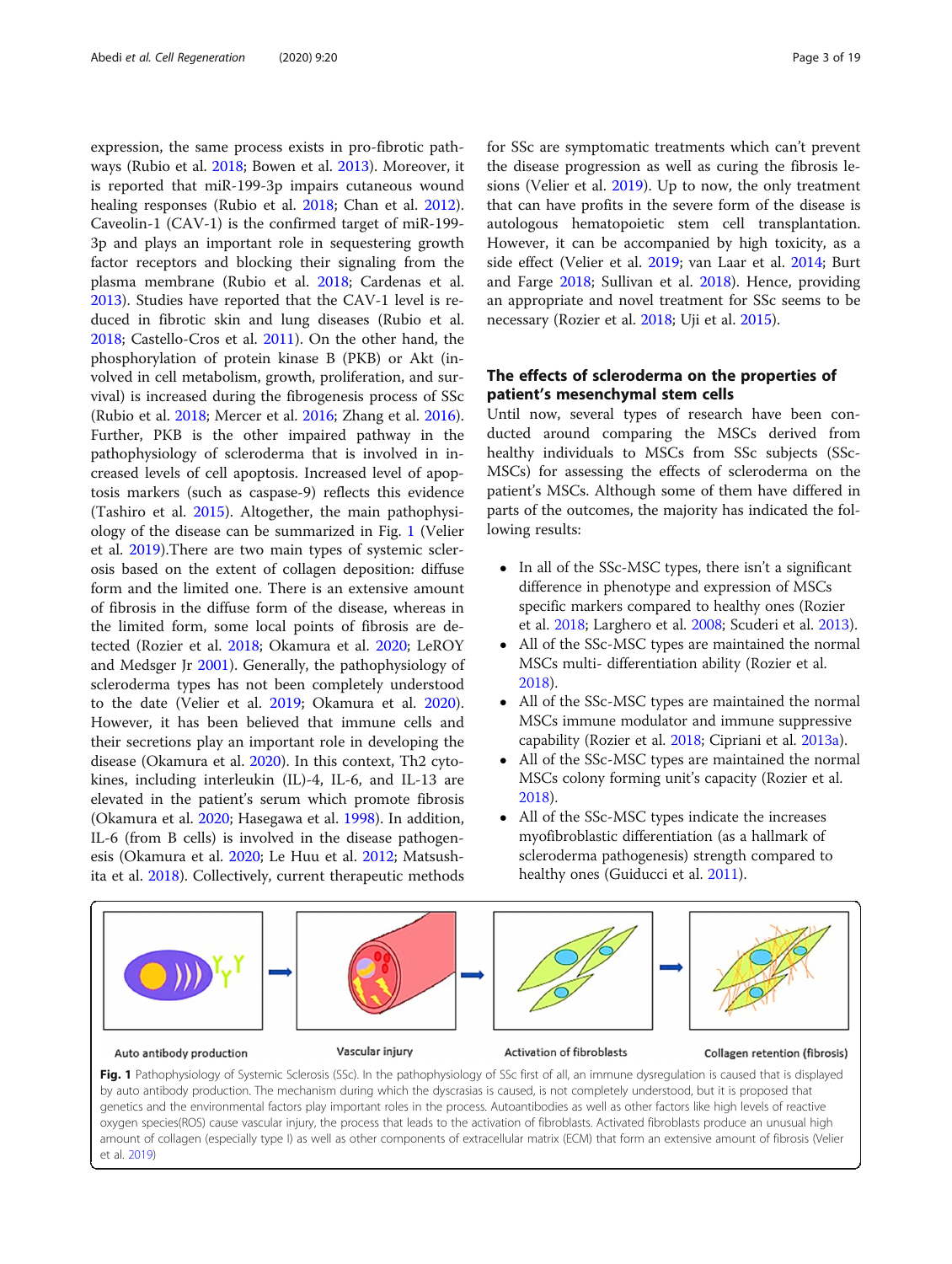expression, the same process exists in pro-fibrotic pathways (Rubio et al. 2018; Bowen et al. 2013). Moreover, it is reported that miR-199-3p impairs cutaneous wound healing responses (Rubio et al. 2018; Chan et al. 2012). Caveolin-1 (CAV-1) is the confirmed target of miR-199-3p and plays an important role in sequestering growth factor receptors and blocking their signaling from the plasma membrane (Rubio et al. 2018; Cardenas et al. 2013). Studies have reported that the CAV-1 level is reduced in fibrotic skin and lung diseases (Rubio et al. 2018; Castello-Cros et al. 2011). On the other hand, the phosphorylation of protein kinase B (PKB) or Akt (involved in cell metabolism, growth, proliferation, and survival) is increased during the fibrogenesis process of SSc (Rubio et al. 2018; Mercer et al. 2016; Zhang et al. 2016). Further, PKB is the other impaired pathway in the pathophysiology of scleroderma that is involved in increased levels of cell apoptosis. Increased level of apoptosis markers (such as caspase-9) reflects this evidence (Tashiro et al. 2015). Altogether, the main pathophysiology of the disease can be summarized in Fig. 1 (Velier et al. 2019).There are two main types of systemic sclerosis based on the extent of collagen deposition: diffuse form and the limited one. There is an extensive amount of fibrosis in the diffuse form of the disease, whereas in the limited form, some local points of fibrosis are detected (Rozier et al. 2018; Okamura et al. 2020; LeROY and Medsger Jr 2001). Generally, the pathophysiology of scleroderma types has not been completely understood to the date (Velier et al. 2019; Okamura et al. 2020). However, it has been believed that immune cells and their secretions play an important role in developing the disease (Okamura et al. 2020). In this context, Th2 cytokines, including interleukin (IL)-4, IL-6, and IL-13 are elevated in the patient's serum which promote fibrosis (Okamura et al. 2020; Hasegawa et al. 1998). In addition, IL-6 (from B cells) is involved in the disease pathogenesis (Okamura et al. 2020; Le Huu et al. 2012; Matsushita et al. 2018). Collectively, current therapeutic methods for SSc are symptomatic treatments which can't prevent the disease progression as well as curing the fibrosis lesions (Velier et al. 2019). Up to now, the only treatment that can have profits in the severe form of the disease is autologous hematopoietic stem cell transplantation. However, it can be accompanied by high toxicity, as a side effect (Velier et al. 2019; van Laar et al. 2014; Burt and Farge 2018; Sullivan et al. 2018). Hence, providing an appropriate and novel treatment for SSc seems to be necessary (Rozier et al. 2018; Uji et al. 2015).

## The effects of scleroderma on the properties of patient's mesenchymal stem cells

Until now, several types of research have been conducted around comparing the MSCs derived from healthy individuals to MSCs from SSc subjects (SSc-MSCs) for assessing the effects of scleroderma on the patient's MSCs. Although some of them have differed in parts of the outcomes, the majority has indicated the following results:

- In all of the SSc-MSC types, there isn't a significant difference in phenotype and expression of MSCs specific markers compared to healthy ones (Rozier et al. 2018; Larghero et al. 2008; Scuderi et al. 2013).
- All of the SSc-MSC types are maintained the normal MSCs multi- differentiation ability (Rozier et al. 2018).
- All of the SSc-MSC types are maintained the normal MSCs immune modulator and immune suppressive capability (Rozier et al. 2018; Cipriani et al. 2013a).
- All of the SSc-MSC types are maintained the normal MSCs colony forming unit's capacity (Rozier et al. 2018).
- All of the SSc-MSC types indicate the increases myofibroblastic differentiation (as a hallmark of scleroderma pathogenesis) strength compared to healthy ones (Guiducci et al. 2011).

Auto antibody production → Vascular injury → Activation of fibroblasts → Collagen retention (fibrosis)

**Fig. 1** Pathophysiology of Systemic Sclerosis (SSc). In the pathophysiology of SSc first of all, an immune dysregulation is caused that is displayed by auto antibody production. The mechanism during which the dyscrasias is caused, is not completely understood, but it is proposed that genetics and the environmental factors play important roles in the process. Autoantibodies as well as other factors like high levels of reactive oxygen species(ROS) cause vascular injury, the process that leads to the activation of fibroblasts. Activated fibroblasts produce an unusual high amount of collagen (especially type I) as well as other components of extracellular matrix (ECM) that form an extensive amount of fibrosis (Velier et al. 2019)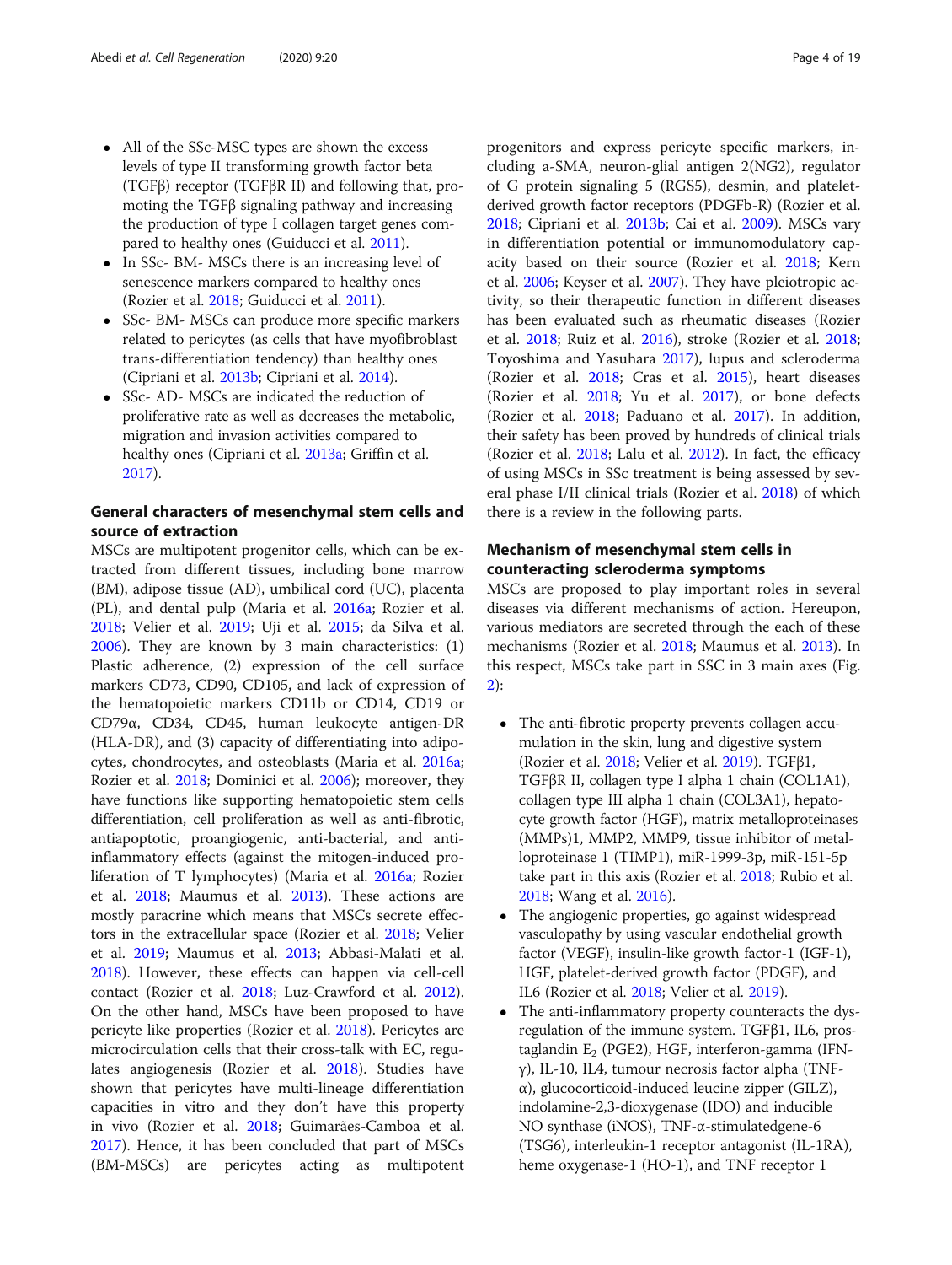- All of the SSc-MSC types are shown the excess levels of type II transforming growth factor beta (TGFβ) receptor (TGFβR II) and following that, promoting the TGFβ signaling pathway and increasing the production of type I collagen target genes compared to healthy ones (Guiducci et al. 2011).
- In SSc- BM- MSCs there is an increasing level of senescence markers compared to healthy ones (Rozier et al. 2018; Guiducci et al. 2011).
- SSc- BM- MSCs can produce more specific markers related to pericytes (as cells that have myofibroblast trans-differentiation tendency) than healthy ones (Cipriani et al. 2013b; Cipriani et al. 2014).
- SSc- AD- MSCs are indicated the reduction of proliferative rate as well as decreases the metabolic, migration and invasion activities compared to healthy ones (Cipriani et al. 2013a; Griffin et al. 2017).

## General characters of mesenchymal stem cells and source of extraction

MSCs are multipotent progenitor cells, which can be extracted from different tissues, including bone marrow (BM), adipose tissue (AD), umbilical cord (UC), placenta (PL), and dental pulp (Maria et al. 2016a; Rozier et al. 2018; Velier et al. 2019; Uji et al. 2015; da Silva et al. 2006). They are known by 3 main characteristics: (1) Plastic adherence, (2) expression of the cell surface markers CD73, CD90, CD105, and lack of expression of the hematopoietic markers CD11b or CD14, CD19 or CD79α, CD34, CD45, human leukocyte antigen-DR (HLA-DR), and (3) capacity of differentiating into adipocytes, chondrocytes, and osteoblasts (Maria et al. 2016a; Rozier et al. 2018; Dominici et al. 2006); moreover, they have functions like supporting hematopoietic stem cells differentiation, cell proliferation as well as anti-fibrotic, antiapoptotic, proangiogenic, anti-bacterial, and anti-inflammatory effects (against the mitogen-induced proliferation of T lymphocytes) (Maria et al. 2016a; Rozier et al. 2018; Maumus et al. 2013). These actions are mostly paracrine which means that MSCs secrete effectors in the extracellular space (Rozier et al. 2018; Velier et al. 2019; Maumus et al. 2013; Abbasi-Malati et al. 2018). However, these effects can happen via cell-cell contact (Rozier et al. 2018; Luz-Crawford et al. 2012). On the other hand, MSCs have been proposed to have pericyte like properties (Rozier et al. 2018). Pericytes are microcirculation cells that their cross-talk with EC, regulates angiogenesis (Rozier et al. 2018). Studies have shown that pericytes have multi-lineage differentiation capacities in vitro and they don't have this property in vivo (Rozier et al. 2018; Guimarães-Camboa et al. 2017). Hence, it has been concluded that part of MSCs (BM-MSCs) are pericytes acting as multipotent progenitors and express pericyte specific markers, including a-SMA, neuron-glial antigen 2(NG2), regulator of G protein signaling 5 (RGS5), desmin, and platelet-derived growth factor receptors (PDGFb-R) (Rozier et al. 2018; Cipriani et al. 2013b; Cai et al. 2009). MSCs vary in differentiation potential or immunomodulatory capacity based on their source (Rozier et al. 2018; Kern et al. 2006; Keyser et al. 2007). They have pleiotropic activity, so their therapeutic function in different diseases has been evaluated such as rheumatic diseases (Rozier et al. 2018; Ruiz et al. 2016), stroke (Rozier et al. 2018; Toyoshima and Yasuhara 2017), lupus and scleroderma (Rozier et al. 2018; Cras et al. 2015), heart diseases (Rozier et al. 2018; Yu et al. 2017), or bone defects (Rozier et al. 2018; Paduano et al. 2017). In addition, their safety has been proved by hundreds of clinical trials (Rozier et al. 2018; Lalu et al. 2012). In fact, the efficacy of using MSCs in SSc treatment is being assessed by several phase I/II clinical trials (Rozier et al. 2018) of which there is a review in the following parts.

## Mechanism of mesenchymal stem cells in counteracting scleroderma symptoms

MSCs are proposed to play important roles in several diseases via different mechanisms of action. Hereupon, various mediators are secreted through the each of these mechanisms (Rozier et al. 2018; Maumus et al. 2013). In this respect, MSCs take part in SSC in 3 main axes (Fig. 2):

- The anti-fibrotic property prevents collagen accumulation in the skin, lung and digestive system (Rozier et al. 2018; Velier et al. 2019). TGFβ1, TGFβR II, collagen type I alpha 1 chain (COL1A1), collagen type III alpha 1 chain (COL3A1), hepatocyte growth factor (HGF), matrix metalloproteinases (MMPs)1, MMP2, MMP9, tissue inhibitor of metalloproteinase 1 (TIMP1), miR-1999-3p, miR-151-5p take part in this axis (Rozier et al. 2018; Rubio et al. 2018; Wang et al. 2016).
- The angiogenic properties, go against widespread vasculopathy by using vascular endothelial growth factor (VEGF), insulin-like growth factor-1 (IGF-1), HGF, platelet-derived growth factor (PDGF), and IL6 (Rozier et al. 2018; Velier et al. 2019).
- The anti-inflammatory property counteracts the dysregulation of the immune system. TGFβ1, IL6, prostaglandin $E_2$ (PGE2), HGF, interferon-gamma (IFN-γ), IL-10, IL4, tumour necrosis factor alpha (TNF-α), glucocorticoid-induced leucine zipper (GILZ), indolamine-2,3-dioxygenase (IDO) and inducible NO synthase (iNOS), TNF-α-stimulatedgene-6 (TSG6), interleukin-1 receptor antagonist (IL-1RA), heme oxygenase-1 (HO-1), and TNF receptor 1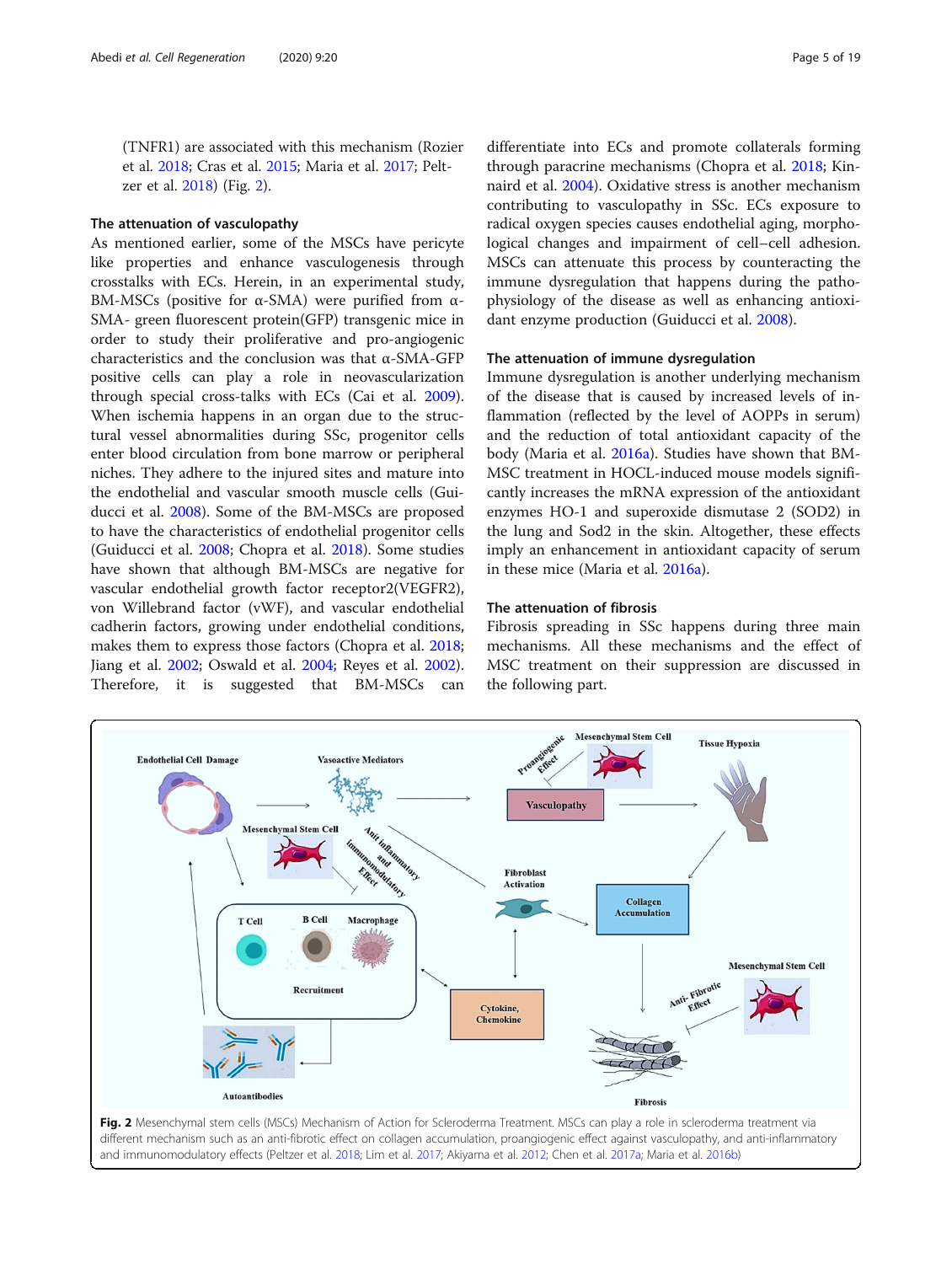(TNFR1) are associated with this mechanism (Rozier et al. 2018; Cras et al. 2015; Maria et al. 2017; Peltzer et al. 2018) (Fig. 2).

### The attenuation of vasculopathy

As mentioned earlier, some of the MSCs have pericyte like properties and enhance vasculogenesis through crosstalks with ECs. Herein, in an experimental study, BM-MSCs (positive for α-SMA) were purified from α-SMA- green fluorescent protein(GFP) transgenic mice in order to study their proliferative and pro-angiogenic characteristics and the conclusion was that α-SMA-GFP positive cells can play a role in neovascularization through special cross-talks with ECs (Cai et al. 2009). When ischemia happens in an organ due to the structural vessel abnormalities during SSc, progenitor cells enter blood circulation from bone marrow or peripheral niches. They adhere to the injured sites and mature into the endothelial and vascular smooth muscle cells (Guiducci et al. 2008). Some of the BM-MSCs are proposed to have the characteristics of endothelial progenitor cells (Guiducci et al. 2008; Chopra et al. 2018). Some studies have shown that although BM-MSCs are negative for vascular endothelial growth factor receptor2(VEGFR2), von Willebrand factor (vWF), and vascular endothelial cadherin factors, growing under endothelial conditions, makes them to express those factors (Chopra et al. 2018; Jiang et al. 2002; Oswald et al. 2004; Reyes et al. 2002). Therefore, it is suggested that BM-MSCs can differentiate into ECs and promote collaterals forming through paracrine mechanisms (Chopra et al. 2018; Kinnaird et al. 2004). Oxidative stress is another mechanism contributing to vasculopathy in SSc. ECs exposure to radical oxygen species causes endothelial aging, morphological changes and impairment of cell–cell adhesion. MSCs can attenuate this process by counteracting the immune dysregulation that happens during the pathophysiology of the disease as well as enhancing antioxidant enzyme production (Guiducci et al. 2008).

### The attenuation of immune dysregulation

Immune dysregulation is another underlying mechanism of the disease that is caused by increased levels of inflammation (reflected by the level of AOPPs in serum) and the reduction of total antioxidant capacity of the body (Maria et al. 2016a). Studies have shown that BM-MSC treatment in HOCL-induced mouse models significantly increases the mRNA expression of the antioxidant enzymes HO-1 and superoxide dismutase 2 (SOD2) in the lung and Sod2 in the skin. Altogether, these effects imply an enhancement in antioxidant capacity of serum in these mice (Maria et al. 2016a).

### The attenuation of fibrosis

Fibrosis spreading in SSc happens during three main mechanisms. All these mechanisms and the effect of MSC treatment on their suppression are discussed in the following part.

**Fig. 2** Mesenchymal stem cells (MSCs) Mechanism of Action for Scleroderma Treatment. MSCs can play a role in scleroderma treatment via different mechanism such as an anti-fibrotic effect on collagen accumulation, proangiogenic effect against vasculopathy, and anti-inflammatory and immunomodulatory effects (Peltzer et al. 2018; Lim et al. 2017; Akiyama et al. 2012; Chen et al. 2017a; Maria et al. 2016b)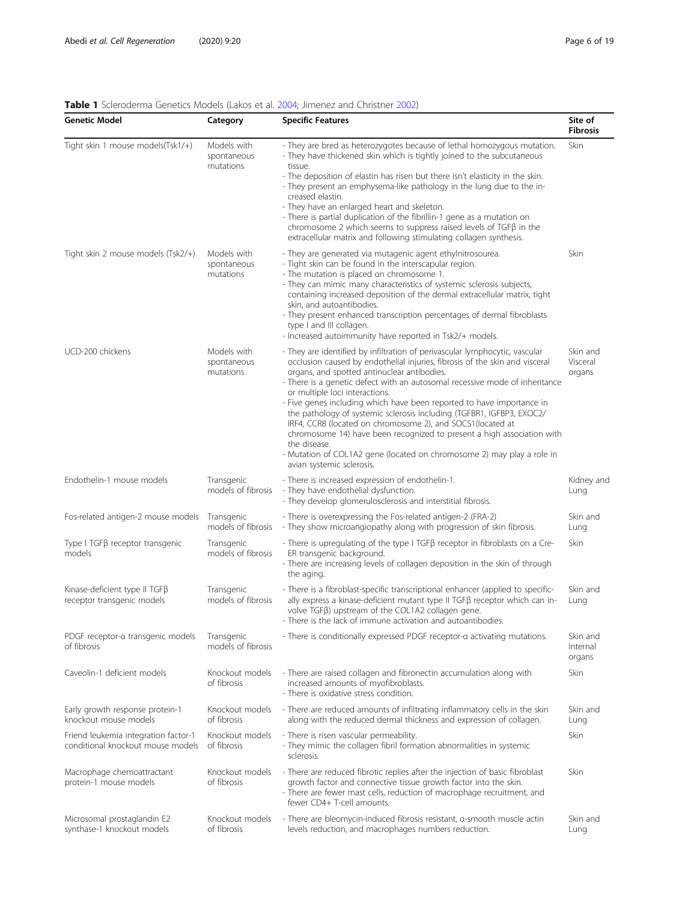**Table 1** Scleroderma Genetics Models (Lakos et al. 2004; Jimenez and Christner 2002)

| Genetic Model | Category | Specific Features | Site of Fibrosis |
|---|---|---|---|
| Tight skin 1 mouse models(Tsk1/+) | Models with spontaneous mutations | - They are bred as heterozygotes because of lethal homozygous mutation.<br>- They have thickened skin which is tightly joined to the subcutaneous tissue.<br>- The deposition of elastin has risen but there isn't elasticity in the skin.<br>- They present an emphysema-like pathology in the lung due to the increased elastin.<br>- They have an enlarged heart and skeleton.<br>- There is partial duplication of the fibrillin-1 gene as a mutation on chromosome 2 which seems to suppress raised levels of TGFβ in the extracellular matrix and following stimulating collagen synthesis. | Skin |
| Tight skin 2 mouse models (Tsk2/+) | Models with spontaneous mutations | - They are generated via mutagenic agent ethylnitrosourea.<br>- Tight skin can be found in the interscapular region.<br>- The mutation is placed on chromosome 1.<br>- They can mimic many characteristics of systemic sclerosis subjects, containing increased deposition of the dermal extracellular matrix, tight skin, and autoantibodies.<br>- They present enhanced transcription percentages of dermal fibroblasts type I and III collagen.<br>- Increased autoimmunity have reported in Tsk2/+ models. | Skin |
| UCD-200 chickens | Models with spontaneous mutations | - They are identified by infiltration of perivascular lymphocytic, vascular occlusion caused by endothelial injuries, fibrosis of the skin and visceral organs, and spotted antinuclear antibodies.<br>- There is a genetic defect with an autosomal recessive mode of inheritance or multiple loci interactions.<br>- Five genes including which have been reported to have importance in the pathology of systemic sclerosis including (TGFBR1, IGFBP3, EXOC2/IRF4, CCR8 (located on chromosome 2), and SOCS1(located at chromosome 14) have been recognized to present a high association with the disease.<br>- Mutation of COL1A2 gene (located on chromosome 2) may play a role in avian systemic sclerosis. | Skin and Visceral organs |
| Endothelin-1 mouse models | Transgenic models of fibrosis | - There is increased expression of endothelin-1.<br>- They have endothelial dysfunction.<br>- They develop glomerulosclerosis and interstitial fibrosis. | Kidney and Lung |
| Fos-related antigen-2 mouse models | Transgenic models of fibrosis | - There is overexpressing the Fos-related antigen-2 (FRA-2)<br>- They show microangiopathy along with progression of skin fibrosis. | Skin and Lung |
| Type I TGFβ receptor transgenic models | Transgenic models of fibrosis | - There is upregulating of the type I TGFβ receptor in fibroblasts on a Cre-ER transgenic background.<br>- There are increasing levels of collagen deposition in the skin of through the aging. | Skin |
| Kinase-deficient type II TGFβ receptor transgenic models | Transgenic models of fibrosis | - There is a fibroblast-specific transcriptional enhancer (applied to specifically express a kinase-deficient mutant type II TGFβ receptor which can involve TGFβ) upstream of the COL1A2 collagen gene.<br>- There is the lack of immune activation and autoantibodies. | Skin and Lung |
| PDGF receptor-α transgenic models of fibrosis | Transgenic models of fibrosis | - There is conditionally expressed PDGF receptor-α activating mutations. | Skin and Internal organs |
| Caveolin-1 deficient models | Knockout models of fibrosis | - There are raised collagen and fibronectin accumulation along with increased amounts of myofibroblasts.<br>- There is oxidative stress condition. | Skin |
| Early growth response protein-1 knockout mouse models | Knockout models of fibrosis | - There are reduced amounts of infiltrating inflammatory cells in the skin along with the reduced dermal thickness and expression of collagen. | Skin and Lung |
| Friend leukemia integration factor-1 conditional knockout mouse models | Knockout models of fibrosis | - There is risen vascular permeability.<br>- They mimic the collagen fibril formation abnormalities in systemic sclerosis. | Skin |
| Macrophage chemoattractant protein-1 mouse models | Knockout models of fibrosis | - There are reduced fibrotic replies after the injection of basic fibroblast growth factor and connective tissue growth factor into the skin.<br>- There are fewer mast cells, reduction of macrophage recruitment, and fewer CD4+ T-cell amounts. | Skin |
| Microsomal prostaglandin E2 synthase-1 knockout models | Knockout models of fibrosis | - There are bleomycin-induced fibrosis resistant, α-smooth muscle actin levels reduction, and macrophages numbers reduction. | Skin and Lung |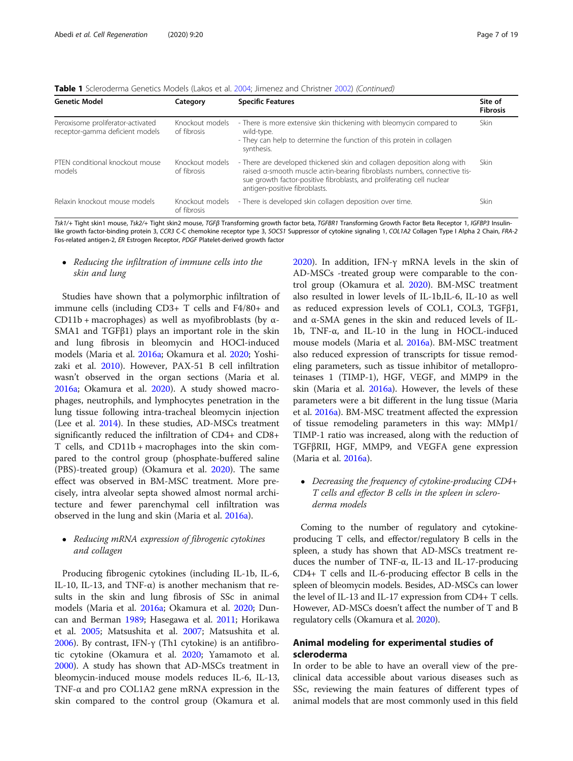**Table 1** Scleroderma Genetics Models (Lakos et al. 2004; Jimenez and Christner 2002) *(Continued)*

| Genetic Model | Category | Specific Features | Site of Fibrosis |
|---|---|---|---|
| Peroxisome proliferator-activated receptor-gamma deficient models | Knockout models of fibrosis | - There is more extensive skin thickening with bleomycin compared to wild-type.<br>- They can help to determine the function of this protein in collagen synthesis. | Skin |
| PTEN conditional knockout mouse models | Knockout models of fibrosis | - There are developed thickened skin and collagen deposition along with raised α-smooth muscle actin-bearing fibroblasts numbers, connective tissue growth factor-positive fibroblasts, and proliferating cell nuclear antigen-positive fibroblasts. | Skin |
| Relaxin knockout mouse models | Knockout models of fibrosis | - There is developed skin collagen deposition over time. | Skin |

*Tsk1/+* Tight skin1 mouse, *Tsk2/+* Tight skin2 mouse, *TGFβ* Transforming growth factor beta, *TGFBR1* Transforming Growth Factor Beta Receptor 1, *IGFBP3* Insulin-like growth factor-binding protein 3, *CCR3* C-C chemokine receptor type 3, *SOCS1* Suppressor of cytokine signaling 1, *COL1A2* Collagen Type I Alpha 2 Chain, *FRA-2* Fos-related antigen-2, *ER* Estrogen Receptor, *PDGF* Platelet-derived growth factor

- *Reducing the infiltration of immune cells into the skin and lung*

Studies have shown that a polymorphic infiltration of immune cells (including CD3+ T cells and F4/80+ and CD11b + macrophages) as well as myofibroblasts (by α-SMA1 and TGFβ1) plays an important role in the skin and lung fibrosis in bleomycin and HOCl-induced models (Maria et al. 2016a; Okamura et al. 2020; Yoshizaki et al. 2010). However, PAX-51 B cell infiltration wasn't observed in the organ sections (Maria et al. 2016a; Okamura et al. 2020). A study showed macrophages, neutrophils, and lymphocytes penetration in the lung tissue following intra-tracheal bleomycin injection (Lee et al. 2014). In these studies, AD-MSCs treatment significantly reduced the infiltration of CD4+ and CD8+ T cells, and CD11b + macrophages into the skin compared to the control group (phosphate-buffered saline (PBS)-treated group) (Okamura et al. 2020). The same effect was observed in BM-MSC treatment. More precisely, intra alveolar septa showed almost normal architecture and fewer parenchymal cell infiltration was observed in the lung and skin (Maria et al. 2016a).

- *Reducing mRNA expression of fibrogenic cytokines and collagen*

Producing fibrogenic cytokines (including IL-1b, IL-6, IL-10, IL-13, and TNF-α) is another mechanism that results in the skin and lung fibrosis of SSc in animal models (Maria et al. 2016a; Okamura et al. 2020; Duncan and Berman 1989; Hasegawa et al. 2011; Horikawa et al. 2005; Matsushita et al. 2007; Matsushita et al. 2006). By contrast, IFN-γ (Th1 cytokine) is an antifibrotic cytokine (Okamura et al. 2020; Yamamoto et al. 2000). A study has shown that AD-MSCs treatment in bleomycin-induced mouse models reduces IL-6, IL-13, TNF-α and pro COL1A2 gene mRNA expression in the skin compared to the control group (Okamura et al. 2020). In addition, IFN-γ mRNA levels in the skin of AD-MSCs -treated group were comparable to the control group (Okamura et al. 2020). BM-MSC treatment also resulted in lower levels of IL-1b,IL-6, IL-10 as well as reduced expression levels of COL1, COL3, TGFβ1, and α-SMA genes in the skin and reduced levels of IL-1b, TNF-α, and IL-10 in the lung in HOCL-induced mouse models (Maria et al. 2016a). BM-MSC treatment also reduced expression of transcripts for tissue remodeling parameters, such as tissue inhibitor of metalloproteinases 1 (TIMP-1), HGF, VEGF, and MMP9 in the skin (Maria et al. 2016a). However, the levels of these parameters were a bit different in the lung tissue (Maria et al. 2016a). BM-MSC treatment affected the expression of tissue remodeling parameters in this way: MMp1/TIMP-1 ratio was increased, along with the reduction of TGFβRII, HGF, MMP9, and VEGFA gene expression (Maria et al. 2016a).

- *Decreasing the frequency of cytokine-producing CD4+ T cells and effector B cells in the spleen in scleroderma models*

Coming to the number of regulatory and cytokine-producing T cells, and effector/regulatory B cells in the spleen, a study has shown that AD-MSCs treatment reduces the number of TNF-α, IL-13 and IL-17-producing CD4+ T cells and IL-6-producing effector B cells in the spleen of bleomycin models. Besides, AD-MSCs can lower the level of IL-13 and IL-17 expression from CD4+ T cells. However, AD-MSCs doesn't affect the number of T and B regulatory cells (Okamura et al. 2020).

## Animal modeling for experimental studies of scleroderma

In order to be able to have an overall view of the preclinical data accessible about various diseases such as SSc, reviewing the main features of different types of animal models that are most commonly used in this field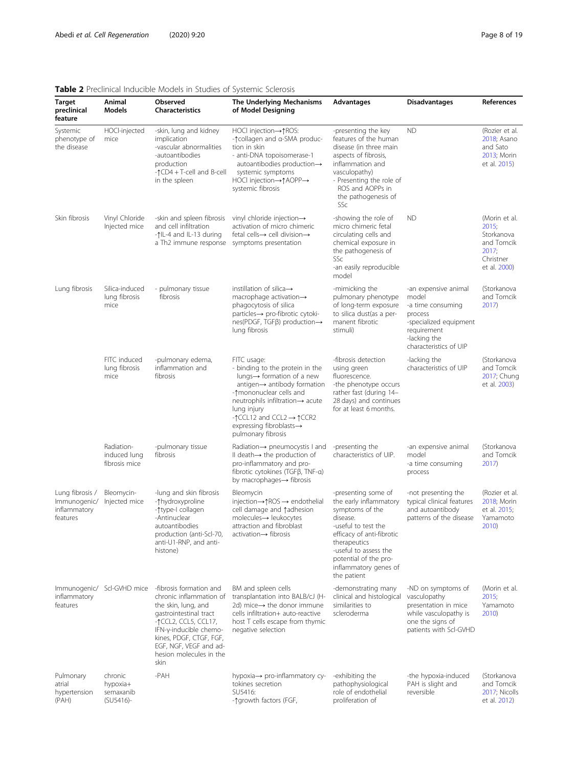**Table 2** Preclinical Inducible Models in Studies of Systemic Sclerosis

| Target preclinical feature | Animal Models | Observed Characteristics | The Underlying Mechanisms of Model Designing | Advantages | Disadvantages | References |
|---|---|---|---|---|---|---|
| Systemic phenotype of the disease | HOCl-injected mice | -skin, lung and kidney implication<br>-vascular abnormalities<br>-autoantibodies production<br>-↑CD4 + T-cell and B-cell in the spleen | HOCl injection→↑ROS:<br>-↑collagen and α-SMA production in skin<br>- anti-DNA topoisomerase-1 autoantibodies production→ systemic symptoms<br>HOCl injection→↑AOPP→ systemic fibrosis | -presenting the key features of the human disease (in three main aspects of fibrosis, inflammation and vasculopathy)<br>- Presenting the role of ROS and AOPPs in the pathogenesis of SSc | ND | (Rozier et al. 2018; Asano and Sato 2013; Morin et al. 2015) |
| Skin fibrosis | Vinyl Chloride Injected mice | -skin and spleen fibrosis and cell infiltration<br>-↑IL-4 and IL-13 during a Th2 immune response | vinyl chloride injection→ activation of micro chimeric fetal cells→ cell division→ symptoms presentation | -showing the role of micro chimeric fetal circulating cells and chemical exposure in the pathogenesis of SSc<br>-an easily reproducible model | ND | (Morin et al. 2015; Storkanova and Tomcik 2017; Christner et al. 2000) |
| Lung fibrosis | Silica-induced lung fibrosis mice | - pulmonary tissue fibrosis | instillation of silica→ macrophage activation→ phagocytosis of silica particles→ pro-fibrotic cytokines(PDGF, TGFβ) production→ lung fibrosis | -mimicking the pulmonary phenotype of long-term exposure to silica dust(as a permanent fibrotic stimuli) | -an expensive animal model<br>-a time consuming process<br>-specialized equipment requirement<br>-lacking the characteristics of UIP | (Storkanova and Tomcik 2017) |
| | FITC induced lung fibrosis mice | -pulmonary edema, inflammation and fibrosis | FITC usage:<br>- binding to the protein in the lungs→ formation of a new antigen→ antibody formation<br>-↑mononuclear cells and neutrophils infiltration→ acute lung injury<br>-↑CCL12 and CCL2 → ↑CCR2 expressing fibroblasts→ pulmonary fibrosis | -fibrosis detection using green fluorescence.<br>-the phenotype occurs rather fast (during 14–28 days) and continues for at least 6 months. | -lacking the characteristics of UIP | (Storkanova and Tomcik 2017; Chung et al. 2003) |
| | Radiation-induced lung fibrosis mice | -pulmonary tissue fibrosis | Radiation→ pneumocystis I and II death→ the production of pro-inflammatory and pro-fibrotic cytokines (TGFβ, TNF-α) by macrophages→ fibrosis | -presenting the characteristics of UIP. | -an expensive animal model<br>-a time consuming process | (Storkanova and Tomcik 2017) |
| Lung fibrosis / Immunogenic/ inflammatory features | Bleomycin-Injected mice | -lung and skin fibrosis<br>-↑hydroxyproline<br>-↑type-I collagen<br>-Antinuclear autoantibodies production (anti-Scl-70, anti-U1-RNP, and anti-histone) | Bleomycin injection→↑ROS → endothelial cell damage and ↑adhesion molecules→ leukocytes attraction and fibroblast activation→ fibrosis | -presenting some of the early inflammatory symptoms of the disease.<br>-useful to test the efficacy of anti-fibrotic therapeutics<br>-useful to assess the potential of the pro-inflammatory genes of the patient | -not presenting the typical clinical features and autoantibody patterns of the disease | (Rozier et al. 2018; Morin et al. 2015; Yamamoto 2010) |
| Immunogenic/ inflammatory features | Scl-GVHD mice | -fibrosis formation and chronic inflammation of the skin, lung, and gastrointestinal tract<br>-↑CCL2, CCL5, CCL17, IFN-γ-inducible chemokines, PDGF, CTGF, FGF, EGF, NGF, VEGF and adhesion molecules in the skin | BM and spleen cells transplantation into BALB/cJ (H-2d) mice→ the donor immune cells infiltration+ auto-reactive host T cells escape from thymic negative selection | -demonstrating many clinical and histological similarities to scleroderma | -ND on symptoms of vasculopathy presentation in mice while vasculopathy is one the signs of patients with Scl-GVHD | (Morin et al. 2015; Yamamoto 2010) |
| Pulmonary atrial hypertension (PAH) | chronic hypoxia+ semaxanib (SU5416)- | -PAH | hypoxia→ pro-inflammatory cytokines secretion<br>SU5416:<br>-↑growth factors (FGF, | -exhibiting the pathophysiological role of endothelial proliferation of | -the hypoxia-induced PAH is slight and reversible | (Storkanova and Tomcik 2017; Nicolls et al. 2012) |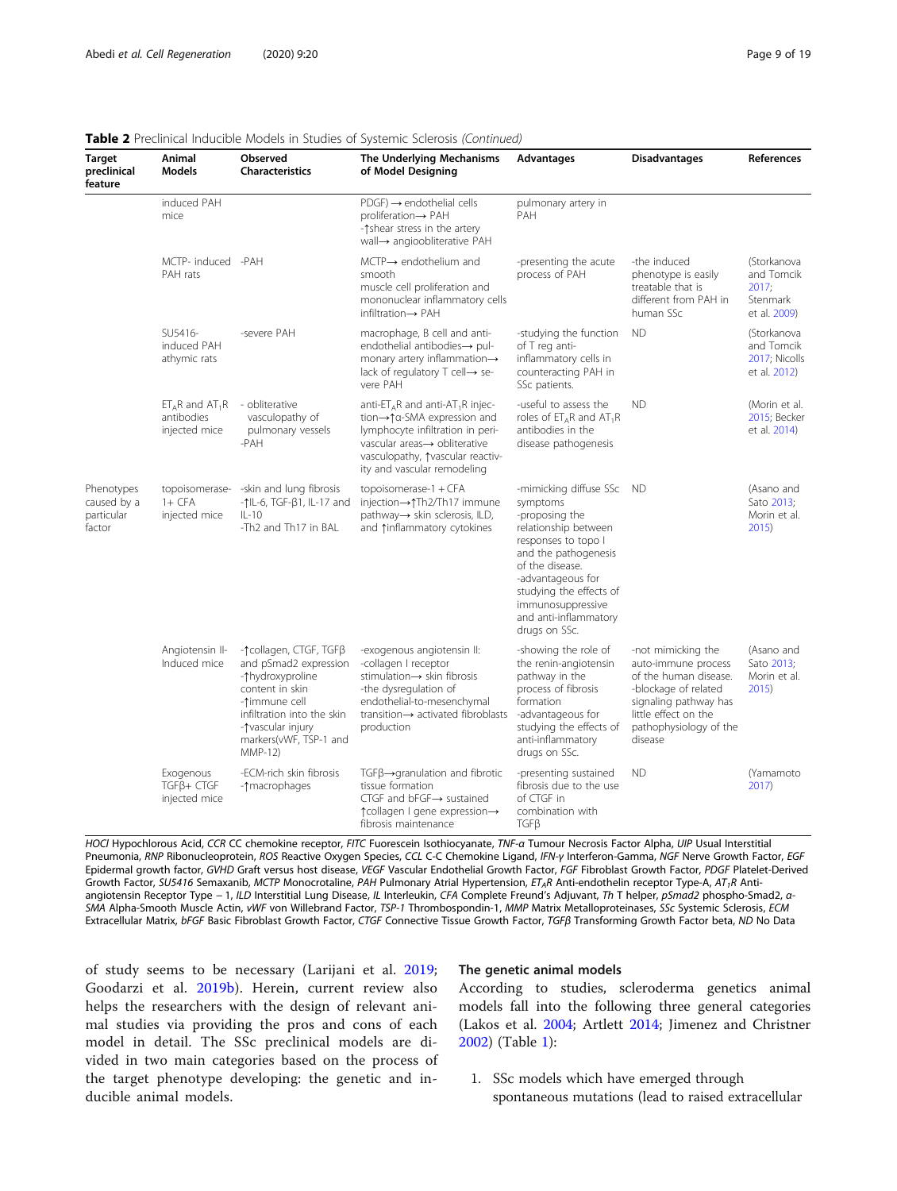**Table 2** Preclinical Inducible Models in Studies of Systemic Sclerosis *(Continued)*

| Target preclinical feature | Animal Models | Observed Characteristics | The Underlying Mechanisms of Model Designing | Advantages | Disadvantages | References |
|---|---|---|---|---|---|---|
| | induced PAH mice | | PDGF) → endothelial cells proliferation→ PAH<br>-↑shear stress in the artery wall→ angioobliterative PAH | pulmonary artery in PAH | | |
| | MCTP- induced PAH rats | -PAH | MCTP→ endothelium and smooth muscle cell proliferation and mononuclear inflammatory cells infiltration→ PAH | -presenting the acute process of PAH | -the induced phenotype is easily treatable that is different from PAH in human SSc | (Storkanova and Tomcik 2017; Stenmark et al. 2009) |
| | SU5416-induced PAH athymic rats | -severe PAH | macrophage, B cell and anti-endothelial antibodies→ pulmonary artery inflammation→ lack of regulatory T cell→ severe PAH | -studying the function of T reg anti-inflammatory cells in counteracting PAH in SSc patients. | ND | (Storkanova and Tomcik 2017; Nicolls et al. 2012) |
| | $ET_AR$ and $AT_1R$ antibodies injected mice | - obliterative vasculopathy of pulmonary vessels<br>-PAH | anti-$ET_AR$ and anti-$AT_1R$ injection→↑α-SMA expression and lymphocyte infiltration in perivascular areas→ obliterative vasculopathy, ↑vascular reactivity and vascular remodeling | -useful to assess the roles of $ET_AR$ and $AT_1R$ antibodies in the disease pathogenesis | ND | (Morin et al. 2015; Becker et al. 2014) |
| Phenotypes caused by a particular factor | topoisomerase-1+ CFA injected mice | -skin and lung fibrosis<br>-↑IL-6, TGF-β1, IL-17 and IL-10<br>-Th2 and Th17 in BAL | topoisomerase-1 + CFA injection→↑Th2/Th17 immune pathway→ skin sclerosis, ILD, and ↑inflammatory cytokines | -mimicking diffuse SSc symptoms<br>-proposing the relationship between responses to topo I and the pathogenesis of the disease.<br>-advantageous for studying the effects of immunosuppressive and anti-inflammatory drugs on SSc. | ND | (Asano and Sato 2013; Morin et al. 2015) |
| | Angiotensin II-Induced mice | -↑collagen, CTGF, TGFβ and pSmad2 expression<br>-↑hydroxyproline content in skin<br>-↑immune cell infiltration into the skin<br>-↑vascular injury markers(vWF, TSP-1 and MMP-12) | -exogenous angiotensin II:<br>-collagen I receptor stimulation→ skin fibrosis<br>-the dysregulation of endothelial-to-mesenchymal transition→ activated fibroblasts production | -showing the role of the renin-angiotensin pathway in the process of fibrosis formation<br>-advantageous for studying the effects of anti-inflammatory drugs on SSc. | -not mimicking the auto-immune process of the human disease.<br>-blockage of related signaling pathway has little effect on the pathophysiology of the disease | (Asano and Sato 2013; Morin et al. 2015) |
| | Exogenous TGFβ+ CTGF injected mice | -ECM-rich skin fibrosis<br>-↑macrophages | TGFβ→granulation and fibrotic tissue formation<br>CTGF and bFGF→ sustained ↑collagen I gene expression→ fibrosis maintenance | -presenting sustained fibrosis due to the use of CTGF in combination with TGFβ | ND | (Yamamoto 2017) |

*HOCl* Hypochlorous Acid, *CCR* CC chemokine receptor, *FITC* Fuorescein Isothiocyanate, *TNF-α* Tumour Necrosis Factor Alpha, *UIP* Usual Interstitial Pneumonia, *RNP* Ribonucleoprotein, *ROS* Reactive Oxygen Species, *CCL* C-C Chemokine Ligand, *IFN-γ* Interferon-Gamma, *NGF* Nerve Growth Factor, *EGF* Epidermal growth factor, *GVHD* Graft versus host disease, *VEGF* Vascular Endothelial Growth Factor, *FGF* Fibroblast Growth Factor, *PDGF* Platelet-Derived Growth Factor, *SU5416* Semaxanib, *MCTP* Monocrotaline, *PAH* Pulmonary Atrial Hypertension, *$ET_AR$* Anti-endothelin receptor Type-A, *$AT_1R$* Anti-angiotensin Receptor Type – 1, *ILD* Interstitial Lung Disease, *IL* Interleukin, *CFA* Complete Freund's Adjuvant, *Th* T helper, *pSmad2* phospho-Smad2, *α-SMA* Alpha-Smooth Muscle Actin, *vWF* von Willebrand Factor, *TSP-1* Thrombospondin-1, *MMP* Matrix Metalloproteinases, *SSc* Systemic Sclerosis, *ECM* Extracellular Matrix, *bFGF* Basic Fibroblast Growth Factor, *CTGF* Connective Tissue Growth Factor, *TGFβ* Transforming Growth Factor beta, *ND* No Data

of study seems to be necessary (Larijani et al. 2019; Goodarzi et al. 2019b). Herein, current review also helps the researchers with the design of relevant animal studies via providing the pros and cons of each model in detail. The SSc preclinical models are divided in two main categories based on the process of the target phenotype developing: the genetic and inducible animal models.

### The genetic animal models

According to studies, scleroderma genetics animal models fall into the following three general categories (Lakos et al. 2004; Artlett 2014; Jimenez and Christner 2002) (Table 1):

1. SSc models which have emerged through spontaneous mutations (lead to raised extracellular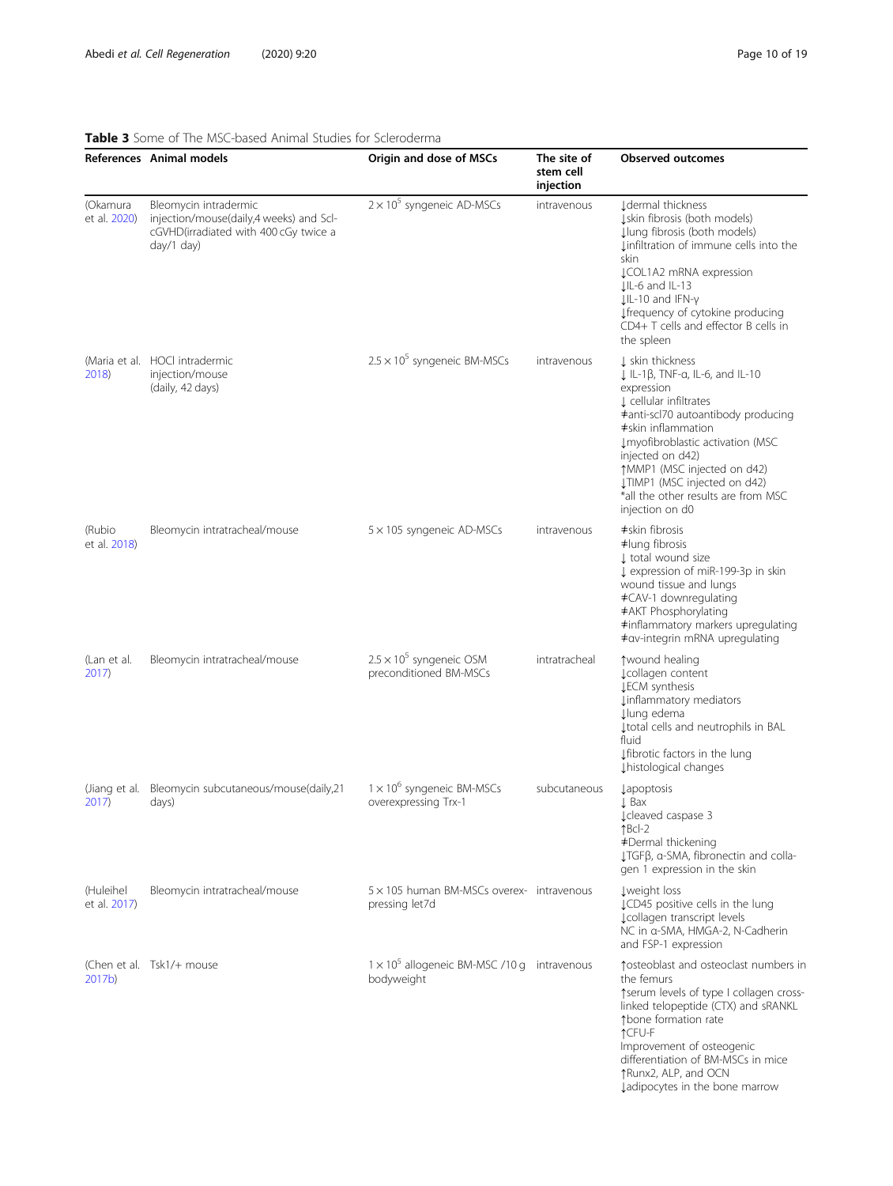**Table 3** Some of The MSC-based Animal Studies for Scleroderma

| References | Animal models | Origin and dose of MSCs | The site of stem cell injection | Observed outcomes |
|---|---|---|---|---|
| (Okamura et al. 2020) | Bleomycin intradermic injection/mouse(daily,4 weeks) and Scl-cGVHD(irradiated with 400 cGy twice a day/1 day) | $2 \times 10^5$ syngeneic AD-MSCs | intravenous | ↓dermal thickness<br>↓skin fibrosis (both models)<br>↓lung fibrosis (both models)<br>↓infiltration of immune cells into the skin<br>↓COL1A2 mRNA expression<br>↓IL-6 and IL-13<br>↓IL-10 and IFN-γ<br>↓frequency of cytokine producing CD4+ T cells and effector B cells in the spleen |
| (Maria et al. 2018) | HOCl intradermic injection/mouse (daily, 42 days) | $2.5 \times 10^5$ syngeneic BM-MSCs | intravenous | ↓ skin thickness<br>↓ IL-1β, TNF-α, IL-6, and IL-10 expression<br>↓ cellular infiltrates<br>≠anti-scl70 autoantibody producing<br>≠skin inflammation<br>↓myofibroblastic activation (MSC injected on d42)<br>↑MMP1 (MSC injected on d42)<br>↓TIMP1 (MSC injected on d42)<br>*all the other results are from MSC injection on d0 |
| (Rubio et al. 2018) | Bleomycin intratracheal/mouse | 5 × 105 syngeneic AD-MSCs | intravenous | ≠skin fibrosis<br>≠lung fibrosis<br>↓ total wound size<br>↓ expression of miR-199-3p in skin wound tissue and lungs<br>≠CAV-1 downregulating<br>≠AKT Phosphorylating<br>≠inflammatory markers upregulating<br>≠αv-integrin mRNA upregulating |
| (Lan et al. 2017) | Bleomycin intratracheal/mouse | $2.5 \times 10^5$ syngeneic OSM preconditioned BM-MSCs | intratracheal | ↑wound healing<br>↓collagen content<br>↓ECM synthesis<br>↓inflammatory mediators<br>↓lung edema<br>↓total cells and neutrophils in BAL fluid<br>↓fibrotic factors in the lung<br>↓histological changes |
| (Jiang et al. 2017) | Bleomycin subcutaneous/mouse(daily,21 days) | $1 \times 10^6$ syngeneic BM-MSCs overexpressing Trx-1 | subcutaneous | ↓apoptosis<br>↓ Bax<br>↓cleaved caspase 3<br>↑Bcl-2<br>≠Dermal thickening<br>↓TGFβ, α-SMA, fibronectin and collagen 1 expression in the skin |
| (Huleihel et al. 2017) | Bleomycin intratracheal/mouse | 5 × 105 human BM-MSCs overexpressing let7d | intravenous | ↓weight loss<br>↓CD45 positive cells in the lung<br>↓collagen transcript levels<br>NC in α-SMA, HMGA-2, N-Cadherin and FSP-1 expression |
| (Chen et al. 2017b) | Tsk1/+ mouse | $1 \times 10^5$ allogeneic BM-MSC /10 g bodyweight | intravenous | ↑osteoblast and osteoclast numbers in the femurs<br>↑serum levels of type I collagen cross-linked telopeptide (CTX) and sRANKL<br>↑bone formation rate<br>↑CFU-F<br>Improvement of osteogenic differentiation of BM-MSCs in mice<br>↑Runx2, ALP, and OCN<br>↓adipocytes in the bone marrow |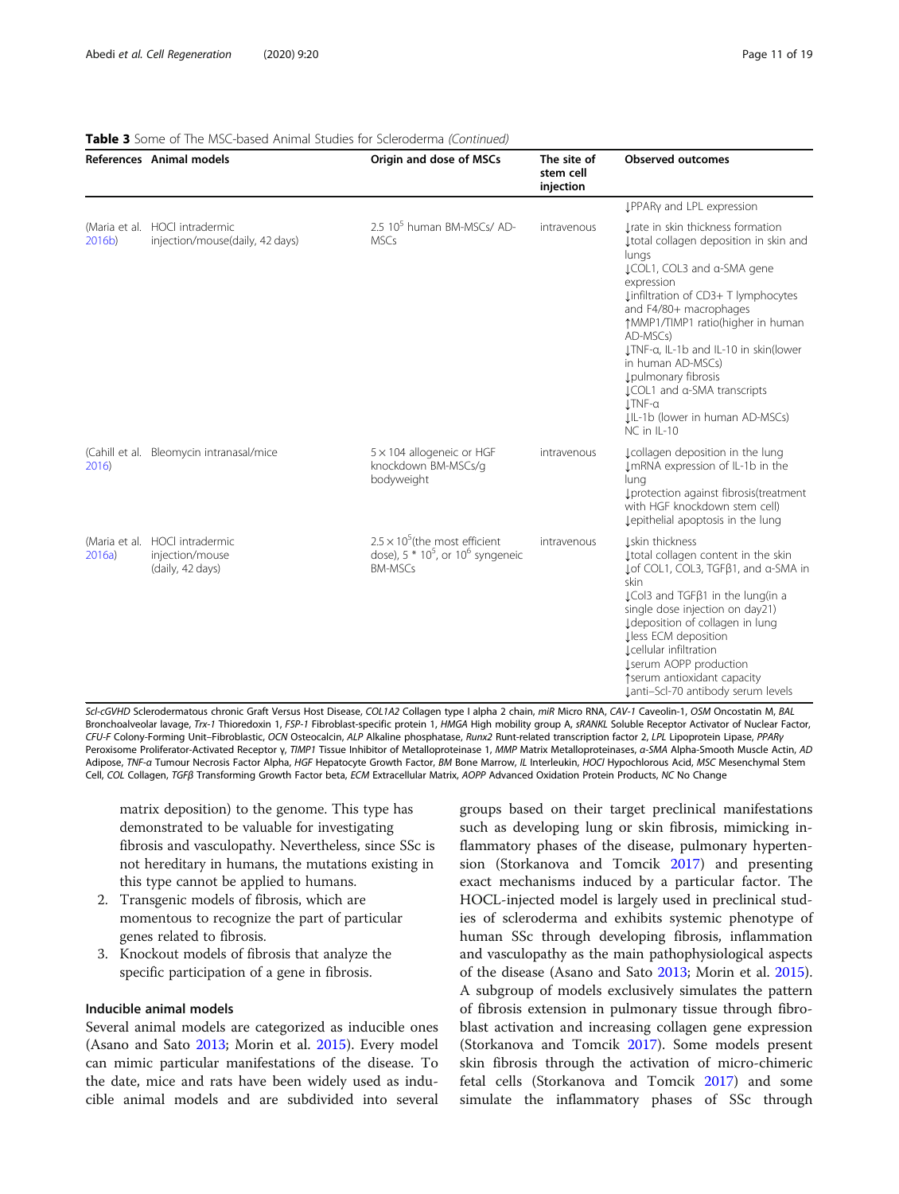**Table 3** Some of The MSC-based Animal Studies for Scleroderma *(Continued)*

| References | Animal models | Origin and dose of MSCs | The site of stem cell injection | Observed outcomes |
|---|---|---|---|---|
| | | | | ↓PPARγ and LPL expression |
| (Maria et al. 2016b) | HOCl intradermic injection/mouse(daily, 42 days) | 2.5 $10^5$ human BM-MSCs/ AD-MSCs | intravenous | ↓rate in skin thickness formation<br>↓total collagen deposition in skin and lungs<br>↓COL1, COL3 and α-SMA gene expression<br>↓infiltration of CD3+ T lymphocytes and F4/80+ macrophages<br>↑MMP1/TIMP1 ratio(higher in human AD-MSCs)<br>↓TNF-α, IL-1b and IL-10 in skin(lower in human AD-MSCs)<br>↓pulmonary fibrosis<br>↓COL1 and α-SMA transcripts<br>↓TNF-α<br>↓IL-1b (lower in human AD-MSCs)<br>NC in IL-10 |
| (Cahill et al. 2016) | Bleomycin intranasal/mice | 5 × 104 allogeneic or HGF knockdown BM-MSCs/g bodyweight | intravenous | ↓collagen deposition in the lung<br>↓mRNA expression of IL-1b in the lung<br>↓protection against fibrosis(treatment with HGF knockdown stem cell)<br>↓epithelial apoptosis in the lung |
| (Maria et al. 2016a) | HOCl intradermic injection/mouse (daily, 42 days) | $2.5 \times 10^5$(the most efficient dose), $5 * 10^5$, or $10^6$ syngeneic BM-MSCs | intravenous | ↓skin thickness<br>↓total collagen content in the skin<br>↓of COL1, COL3, TGFβ1, and α-SMA in skin<br>↓Col3 and TGFβ1 in the lung(in a single dose injection on day21)<br>↓deposition of collagen in lung<br>↓less ECM deposition<br>↓cellular infiltration<br>↓serum AOPP production<br>↑serum antioxidant capacity<br>↓anti–Scl-70 antibody serum levels |

*Scl-cGVHD* Sclerodermatous chronic Graft Versus Host Disease, *COL1A2* Collagen type I alpha 2 chain, *miR* Micro RNA, *CAV-1* Caveolin-1, *OSM* Oncostatin M, *BAL* Bronchoalveolar lavage, *Trx-1* Thioredoxin 1, *FSP-1* Fibroblast-specific protein 1, *HMGA* High mobility group A, *sRANKL* Soluble Receptor Activator of Nuclear Factor, *CFU-F* Colony-Forming Unit–Fibroblastic, *OCN* Osteocalcin, *ALP* Alkaline phosphatase, *Runx2* Runt-related transcription factor 2, *LPL* Lipoprotein Lipase, *PPARγ* Peroxisome Proliferator-Activated Receptor γ, *TIMP1* Tissue Inhibitor of Metalloproteinase 1, *MMP* Matrix Metalloproteinases, *α-SMA* Alpha-Smooth Muscle Actin, *AD* Adipose, *TNF-α* Tumour Necrosis Factor Alpha, *HGF* Hepatocyte Growth Factor, *BM* Bone Marrow, *IL* Interleukin, *HOCl* Hypochlorous Acid, *MSC* Mesenchymal Stem Cell, *COL* Collagen, *TGFβ* Transforming Growth Factor beta, *ECM* Extracellular Matrix, *AOPP* Advanced Oxidation Protein Products, *NC* No Change

matrix deposition) to the genome. This type has demonstrated to be valuable for investigating fibrosis and vasculopathy. Nevertheless, since SSc is not hereditary in humans, the mutations existing in this type cannot be applied to humans.

2. Transgenic models of fibrosis, which are momentous to recognize the part of particular genes related to fibrosis.
3. Knockout models of fibrosis that analyze the specific participation of a gene in fibrosis.

#### Inducible animal models

Several animal models are categorized as inducible ones (Asano and Sato 2013; Morin et al. 2015). Every model can mimic particular manifestations of the disease. To the date, mice and rats have been widely used as inducible animal models and are subdivided into several groups based on their target preclinical manifestations such as developing lung or skin fibrosis, mimicking inflammatory phases of the disease, pulmonary hypertension (Storkanova and Tomcik 2017) and presenting exact mechanisms induced by a particular factor. The HOCL-injected model is largely used in preclinical studies of scleroderma and exhibits systemic phenotype of human SSc through developing fibrosis, inflammation and vasculopathy as the main pathophysiological aspects of the disease (Asano and Sato 2013; Morin et al. 2015). A subgroup of models exclusively simulates the pattern of fibrosis extension in pulmonary tissue through fibroblast activation and increasing collagen gene expression (Storkanova and Tomcik 2017). Some models present skin fibrosis through the activation of micro-chimeric fetal cells (Storkanova and Tomcik 2017) and some simulate the inflammatory phases of SSc through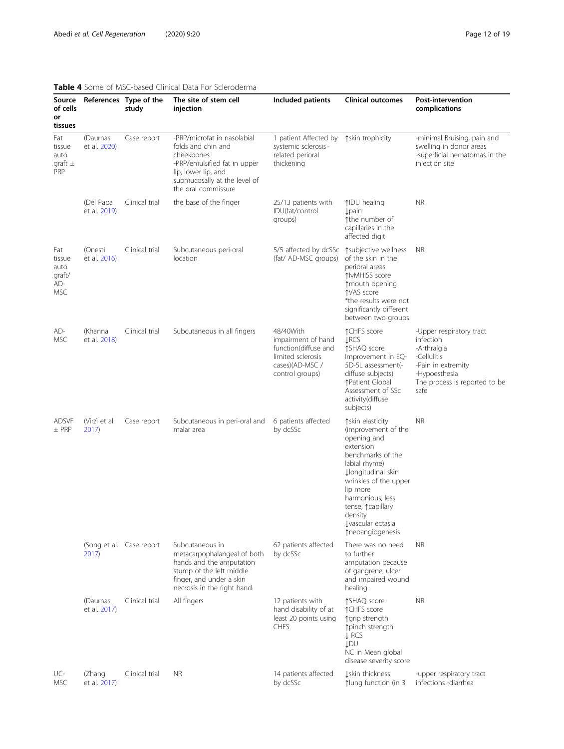**Table 4** Some of MSC-based Clinical Data For Scleroderma

| Source of cells or tissues | References | Type of the study | The site of stem cell injection | Included patients | Clinical outcomes | Post-intervention complications |
|---|---|---|---|---|---|---|
| Fat tissue auto graft ± PRP | (Daumas et al. 2020) | Case report | -PRP/microfat in nasolabial folds and chin and cheekbones -PRP/emulsified fat in upper lip, lower lip, and submucosally at the level of the oral commissure | 1 patient Affected by systemic sclerosis–related perioral thickening | ↑skin trophicity | -minimal Bruising, pain and swelling in donor areas -superficial hematomas in the injection site |
| | (Del Papa et al. 2019) | Clinical trial | the base of the finger | 25/13 patients with IDU(fat/control groups) | ↑IDU healing ↓pain ↑the number of capillaries in the affected digit | NR |
| Fat tissue auto graft/ AD-MSC | (Onesti et al. 2016) | Clinical trial | Subcutaneous peri-oral location | 5/5 affected by dcSSc (fat/ AD-MSC groups) | ↑subjective wellness of the skin in the perioral areas ↑lvMHISS score ↑mouth opening ↑VAS score *the results were not significantly different between two groups | NR |
| AD-MSC | (Khanna et al. 2018) | Clinical trial | Subcutaneous in all fingers | 48/40With impairment of hand function(diffuse and limited sclerosis cases)(AD-MSC / control groups) | ↑CHFS score ↓RCS ↑SHAQ score Improvement in EQ-5D-5L assessment(-diffuse subjects) ↑Patient Global Assessment of SSc activity(diffuse subjects) | -Upper respiratory tract infection -Arthralgia -Cellulitis -Pain in extremity -Hypoesthesia The process is reported to be safe |
| ADSVF ± PRP | (Virzì et al. 2017) | Case report | Subcutaneous in peri-oral and malar area | 6 patients affected by dcSSc | ↑skin elasticity (improvement of the opening and extension benchmarks of the labial rhyme) ↓longitudinal skin wrinkles of the upper lip more harmonious, less tense, ↑capillary density ↓vascular ectasia ↑neoangiogenesis | NR |
| | (Song et al. 2017) | Case report | Subcutaneous in metacarpophalangeal of both hands and the amputation stump of the left middle finger, and under a skin necrosis in the right hand. | 62 patients affected by dcSSc | There was no need to further amputation because of gangrene, ulcer and impaired wound healing. | NR |
| | (Daumas et al. 2017) | Clinical trial | All fingers | 12 patients with hand disability of at least 20 points using CHFS. | ↑SHAQ score ↑CHFS score ↑grip strength ↑pinch strength ↓ RCS ↓DU NC in Mean global disease severity score | NR |
| UC-MSC | (Zhang et al. 2017) | Clinical trial | NR | 14 patients affected by dcSSc | ↓skin thickness ↑lung function (in 3 | -upper respiratory tract infections -diarrhea |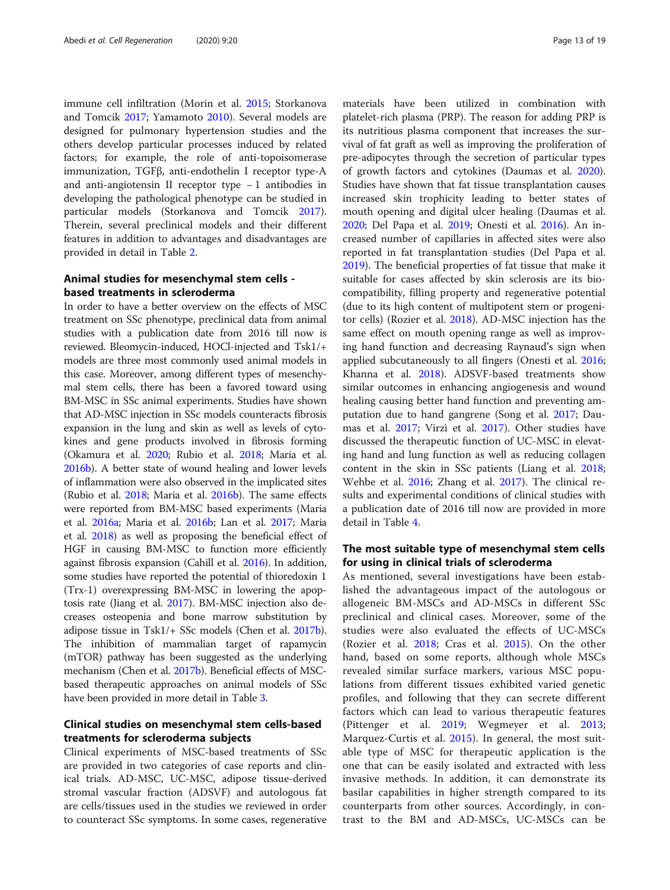immune cell infiltration (Morin et al. 2015; Storkanova and Tomcik 2017; Yamamoto 2010). Several models are designed for pulmonary hypertension studies and the others develop particular processes induced by related factors; for example, the role of anti-topoisomerase immunization, TGFβ, anti-endothelin I receptor type-A and anti-angiotensin II receptor type − 1 antibodies in developing the pathological phenotype can be studied in particular models (Storkanova and Tomcik 2017). Therein, several preclinical models and their different features in addition to advantages and disadvantages are provided in detail in Table 2.

## Animal studies for mesenchymal stem cells - based treatments in scleroderma

In order to have a better overview on the effects of MSC treatment on SSc phenotype, preclinical data from animal studies with a publication date from 2016 till now is reviewed. Bleomycin-induced, HOCl-injected and Tsk1/+ models are three most commonly used animal models in this case. Moreover, among different types of mesenchymal stem cells, there has been a favored toward using BM-MSC in SSc animal experiments. Studies have shown that AD-MSC injection in SSc models counteracts fibrosis expansion in the lung and skin as well as levels of cytokines and gene products involved in fibrosis forming (Okamura et al. 2020; Rubio et al. 2018; Maria et al. 2016b). A better state of wound healing and lower levels of inflammation were also observed in the implicated sites (Rubio et al. 2018; Maria et al. 2016b). The same effects were reported from BM-MSC based experiments (Maria et al. 2016a; Maria et al. 2016b; Lan et al. 2017; Maria et al. 2018) as well as proposing the beneficial effect of HGF in causing BM-MSC to function more efficiently against fibrosis expansion (Cahill et al. 2016). In addition, some studies have reported the potential of thioredoxin 1 (Trx-1) overexpressing BM-MSC in lowering the apoptosis rate (Jiang et al. 2017). BM-MSC injection also decreases osteopenia and bone marrow substitution by adipose tissue in Tsk1/+ SSc models (Chen et al. 2017b). The inhibition of mammalian target of rapamycin (mTOR) pathway has been suggested as the underlying mechanism (Chen et al. 2017b). Beneficial effects of MSC-based therapeutic approaches on animal models of SSc have been provided in more detail in Table 3.

## Clinical studies on mesenchymal stem cells-based treatments for scleroderma subjects

Clinical experiments of MSC-based treatments of SSc are provided in two categories of case reports and clinical trials. AD-MSC, UC-MSC, adipose tissue-derived stromal vascular fraction (ADSVF) and autologous fat are cells/tissues used in the studies we reviewed in order to counteract SSc symptoms. In some cases, regenerative materials have been utilized in combination with platelet-rich plasma (PRP). The reason for adding PRP is its nutritious plasma component that increases the survival of fat graft as well as improving the proliferation of pre-adipocytes through the secretion of particular types of growth factors and cytokines (Daumas et al. 2020). Studies have shown that fat tissue transplantation causes increased skin trophicity leading to better states of mouth opening and digital ulcer healing (Daumas et al. 2020; Del Papa et al. 2019; Onesti et al. 2016). An increased number of capillaries in affected sites were also reported in fat transplantation studies (Del Papa et al. 2019). The beneficial properties of fat tissue that make it suitable for cases affected by skin sclerosis are its biocompatibility, filling property and regenerative potential (due to its high content of multipotent stem or progenitor cells) (Rozier et al. 2018). AD-MSC injection has the same effect on mouth opening range as well as improving hand function and decreasing Raynaud's sign when applied subcutaneously to all fingers (Onesti et al. 2016; Khanna et al. 2018). ADSVF-based treatments show similar outcomes in enhancing angiogenesis and wound healing causing better hand function and preventing amputation due to hand gangrene (Song et al. 2017; Daumas et al. 2017; Virzì et al. 2017). Other studies have discussed the therapeutic function of UC-MSC in elevating hand and lung function as well as reducing collagen content in the skin in SSc patients (Liang et al. 2018; Wehbe et al. 2016; Zhang et al. 2017). The clinical results and experimental conditions of clinical studies with a publication date of 2016 till now are provided in more detail in Table 4.

## The most suitable type of mesenchymal stem cells for using in clinical trials of scleroderma

As mentioned, several investigations have been established the advantageous impact of the autologous or allogeneic BM-MSCs and AD-MSCs in different SSc preclinical and clinical cases. Moreover, some of the studies were also evaluated the effects of UC-MSCs (Rozier et al. 2018; Cras et al. 2015). On the other hand, based on some reports, although whole MSCs revealed similar surface markers, various MSC populations from different tissues exhibited varied genetic profiles, and following that they can secrete different factors which can lead to various therapeutic features (Pittenger et al. 2019; Wegmeyer et al. 2013; Marquez-Curtis et al. 2015). In general, the most suitable type of MSC for therapeutic application is the one that can be easily isolated and extracted with less invasive methods. In addition, it can demonstrate its basilar capabilities in higher strength compared to its counterparts from other sources. Accordingly, in contrast to the BM and AD-MSCs, UC-MSCs can be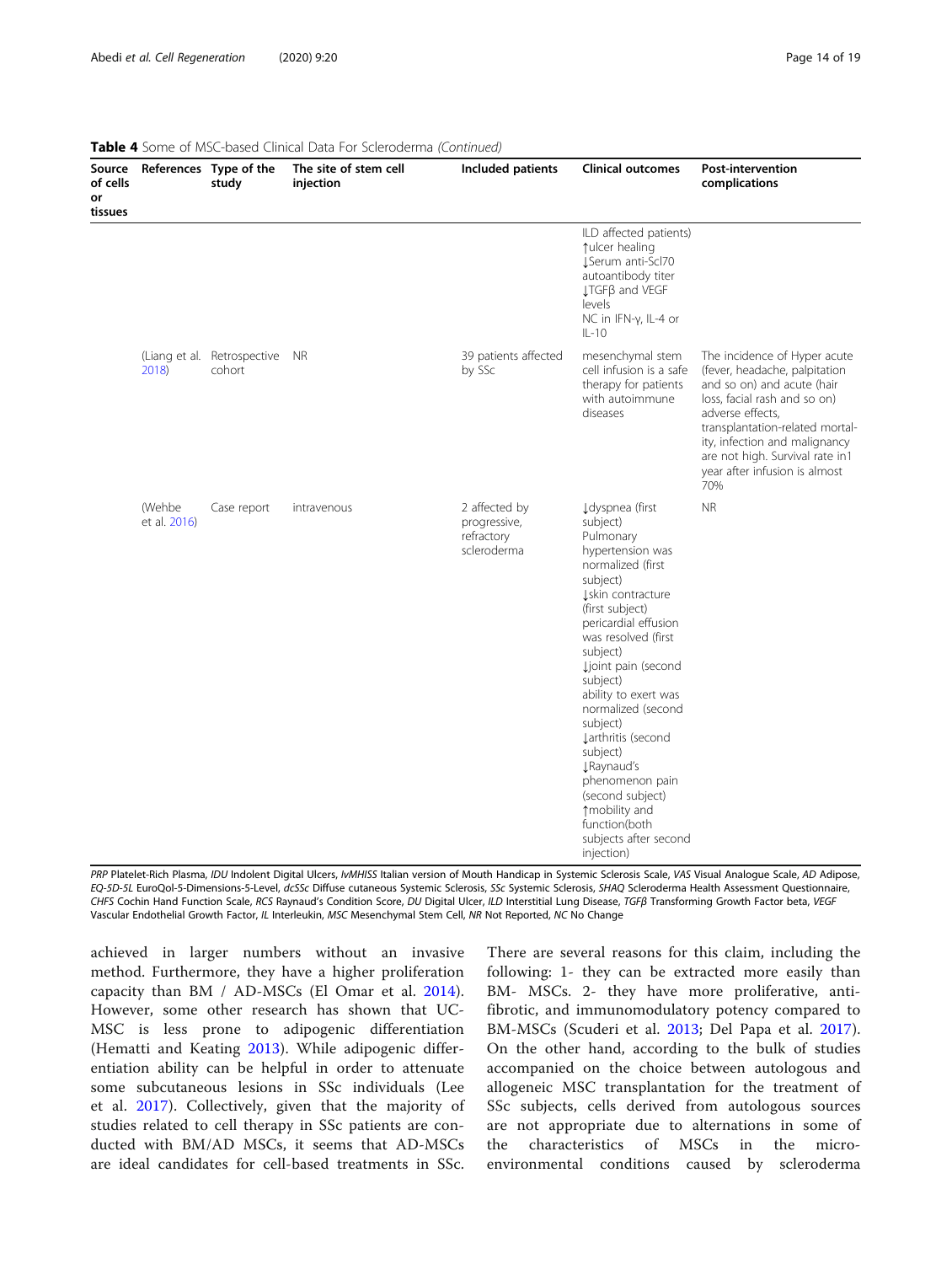**Table 4** Some of MSC-based Clinical Data For Scleroderma *(Continued)*

| Source of cells or tissues | References | Type of the study | The site of stem cell injection | Included patients | Clinical outcomes | Post-intervention complications |
|---|---|---|---|---|---|---|
| | | | | | ILD affected patients) ↑ulcer healing ↓Serum anti-Scl70 autoantibody titer ↓TGFβ and VEGF levels NC in IFN-γ, IL-4 or IL-10 | |
| | (Liang et al. 2018) | Retrospective cohort | NR | 39 patients affected by SSc | mesenchymal stem cell infusion is a safe therapy for patients with autoimmune diseases | The incidence of Hyper acute (fever, headache, palpitation and so on) and acute (hair loss, facial rash and so on) adverse effects, transplantation-related mortality, infection and malignancy are not high. Survival rate in1 year after infusion is almost 70% |
| | (Wehbe et al. 2016) | Case report | intravenous | 2 affected by progressive, refractory scleroderma | ↓dyspnea (first subject) Pulmonary hypertension was normalized (first subject) ↓skin contracture (first subject) pericardial effusion was resolved (first subject) ↓joint pain (second subject) ability to exert was normalized (second subject) ↓arthritis (second subject) ↓Raynaud's phenomenon pain (second subject) ↑mobility and function(both subjects after second injection) | NR |

*PRP* Platelet-Rich Plasma, *IDU* Indolent Digital Ulcers, *IvMHISS* Italian version of Mouth Handicap in Systemic Sclerosis Scale, *VAS* Visual Analogue Scale, *AD* Adipose, *EQ-5D-5L* EuroQol-5-Dimensions-5-Level, *dcSSc* Diffuse cutaneous Systemic Sclerosis, *SSc* Systemic Sclerosis, *SHAQ* Scleroderma Health Assessment Questionnaire, *CHFS* Cochin Hand Function Scale, *RCS* Raynaud's Condition Score, *DU* Digital Ulcer, *ILD* Interstitial Lung Disease, *TGFβ* Transforming Growth Factor beta, *VEGF* Vascular Endothelial Growth Factor, *IL* Interleukin, *MSC* Mesenchymal Stem Cell, *NR* Not Reported, *NC* No Change

achieved in larger numbers without an invasive method. Furthermore, they have a higher proliferation capacity than BM / AD-MSCs (El Omar et al. 2014). However, some other research has shown that UC-MSC is less prone to adipogenic differentiation (Hematti and Keating 2013). While adipogenic differentiation ability can be helpful in order to attenuate some subcutaneous lesions in SSc individuals (Lee et al. 2017). Collectively, given that the majority of studies related to cell therapy in SSc patients are conducted with BM/AD MSCs, it seems that AD-MSCs are ideal candidates for cell-based treatments in SSc. There are several reasons for this claim, including the following: 1- they can be extracted more easily than BM- MSCs. 2- they have more proliferative, anti-fibrotic, and immunomodulatory potency compared to BM-MSCs (Scuderi et al. 2013; Del Papa et al. 2017). On the other hand, according to the bulk of studies accompanied on the choice between autologous and allogeneic MSC transplantation for the treatment of SSc subjects, cells derived from autologous sources are not appropriate due to alternations in some of the characteristics of MSCs in the micro-environmental conditions caused by scleroderma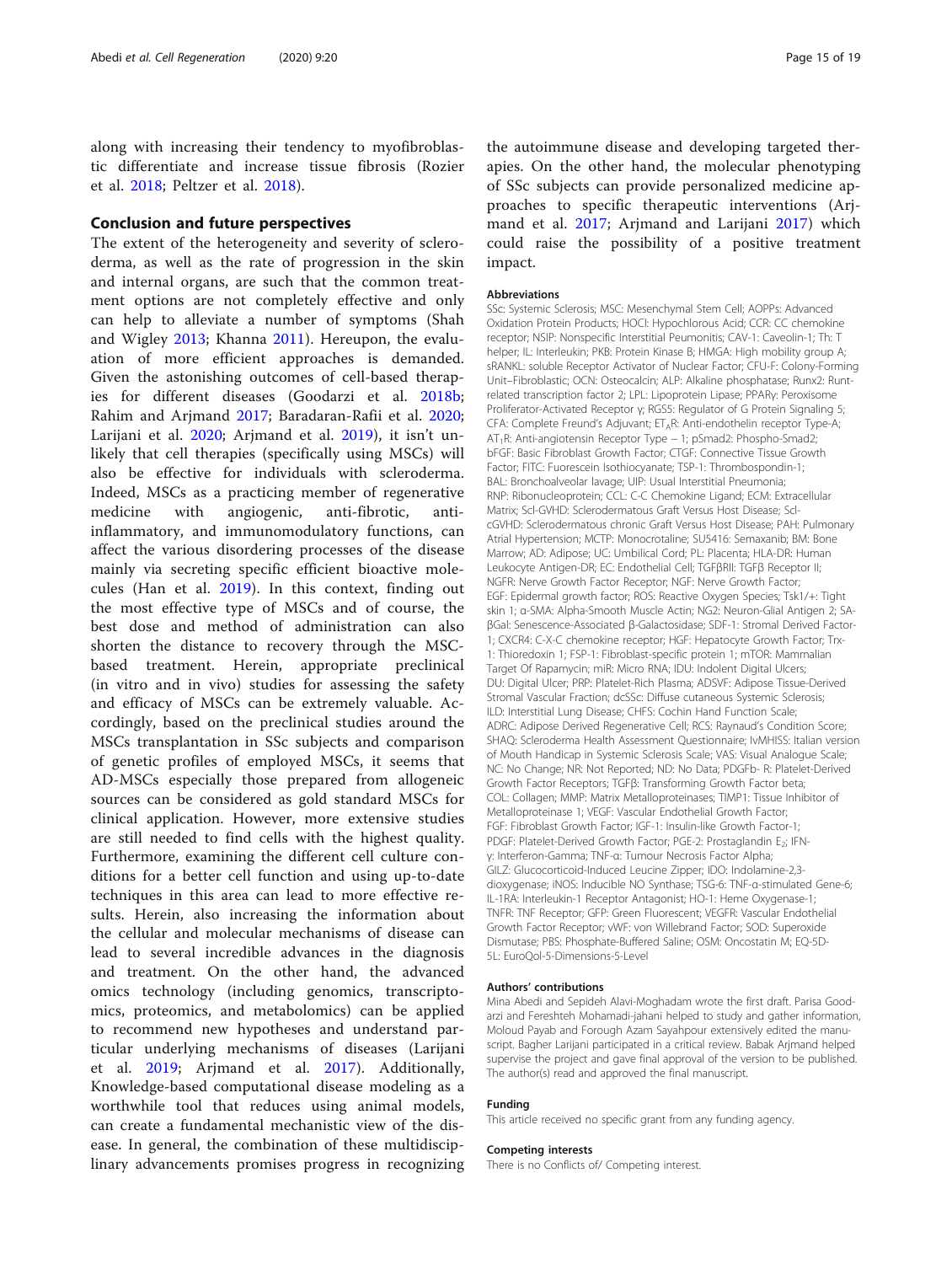along with increasing their tendency to myofibroblastic differentiate and increase tissue fibrosis (Rozier et al. 2018; Peltzer et al. 2018).

## Conclusion and future perspectives

The extent of the heterogeneity and severity of scleroderma, as well as the rate of progression in the skin and internal organs, are such that the common treatment options are not completely effective and only can help to alleviate a number of symptoms (Shah and Wigley 2013; Khanna 2011). Hereupon, the evaluation of more efficient approaches is demanded. Given the astonishing outcomes of cell-based therapies for different diseases (Goodarzi et al. 2018b; Rahim and Arjmand 2017; Baradaran-Rafii et al. 2020; Larijani et al. 2020; Arjmand et al. 2019), it isn't unlikely that cell therapies (specifically using MSCs) will also be effective for individuals with scleroderma. Indeed, MSCs as a practicing member of regenerative medicine with angiogenic, anti-fibrotic, anti-inflammatory, and immunomodulatory functions, can affect the various disordering processes of the disease mainly via secreting specific efficient bioactive molecules (Han et al. 2019). In this context, finding out the most effective type of MSCs and of course, the best dose and method of administration can also shorten the distance to recovery through the MSC-based treatment. Herein, appropriate preclinical (in vitro and in vivo) studies for assessing the safety and efficacy of MSCs can be extremely valuable. Accordingly, based on the preclinical studies around the MSCs transplantation in SSc subjects and comparison of genetic profiles of employed MSCs, it seems that AD-MSCs especially those prepared from allogeneic sources can be considered as gold standard MSCs for clinical application. However, more extensive studies are still needed to find cells with the highest quality. Furthermore, examining the different cell culture conditions for a better cell function and using up-to-date techniques in this area can lead to more effective results. Herein, also increasing the information about the cellular and molecular mechanisms of disease can lead to several incredible advances in the diagnosis and treatment. On the other hand, the advanced omics technology (including genomics, transcriptomics, proteomics, and metabolomics) can be applied to recommend new hypotheses and understand particular underlying mechanisms of diseases (Larijani et al. 2019; Arjmand et al. 2017). Additionally, Knowledge-based computational disease modeling as a worthwhile tool that reduces using animal models, can create a fundamental mechanistic view of the disease. In general, the combination of these multidisciplinary advancements promises progress in recognizing the autoimmune disease and developing targeted therapies. On the other hand, the molecular phenotyping of SSc subjects can provide personalized medicine approaches to specific therapeutic interventions (Arjmand et al. 2017; Arjmand and Larijani 2017) which could raise the possibility of a positive treatment impact.

### Abbreviations

SSc: Systemic Sclerosis; MSC: Mesenchymal Stem Cell; AOPPs: Advanced Oxidation Protein Products; HOCl: Hypochlorous Acid; CCR: CC chemokine receptor; NSIP: Nonspecific Interstitial Peumonitis; CAV-1: Caveolin-1; Th: T helper; IL: Interleukin; PKB: Protein Kinase B; HMGA: High mobility group A; sRANKL: soluble Receptor Activator of Nuclear Factor; CFU-F: Colony-Forming Unit–Fibroblastic; OCN: Osteocalcin; ALP: Alkaline phosphatase; Runx2: Runt-related transcription factor 2; LPL: Lipoprotein Lipase; PPARγ: Peroxisome Proliferator-Activated Receptor γ; RGS5: Regulator of G Protein Signaling 5; CFA: Complete Freund's Adjuvant; $ET_AR$: Anti-endothelin receptor Type-A; $AT_1R$: Anti-angiotensin Receptor Type – 1; pSmad2: Phospho-Smad2; bFGF: Basic Fibroblast Growth Factor; CTGF: Connective Tissue Growth Factor; FITC: Fuorescein Isothiocyanate; TSP-1: Thrombospondin-1; BAL: Bronchoalveolar lavage; UIP: Usual Interstitial Pneumonia; RNP: Ribonucleoprotein; CCL: C-C Chemokine Ligand; ECM: Extracellular Matrix; Scl-GVHD: Sclerodermatous Graft Versus Host Disease; Scl-cGVHD: Sclerodermatous chronic Graft Versus Host Disease; PAH: Pulmonary Atrial Hypertension; MCTP: Monocrotaline; SU5416: Semaxanib; BM: Bone Marrow; AD: Adipose; UC: Umbilical Cord; PL: Placenta; HLA-DR: Human Leukocyte Antigen-DR; EC: Endothelial Cell; TGFβRII: TGFβ Receptor II; NGFR: Nerve Growth Factor Receptor; NGF: Nerve Growth Factor; EGF: Epidermal growth factor; ROS: Reactive Oxygen Species; Tsk1/+: Tight skin 1; α-SMA: Alpha-Smooth Muscle Actin; NG2: Neuron-Glial Antigen 2; SA-βGal: Senescence-Associated β-Galactosidase; SDF-1: Stromal Derived Factor-1; CXCR4: C-X-C chemokine receptor; HGF: Hepatocyte Growth Factor; Trx-1: Thioredoxin 1; FSP-1: Fibroblast-specific protein 1; mTOR: Mammalian Target Of Rapamycin; miR: Micro RNA; IDU: Indolent Digital Ulcers; DU: Digital Ulcer; PRP: Platelet-Rich Plasma; ADSVF: Adipose Tissue-Derived Stromal Vascular Fraction; dcSSc: Diffuse cutaneous Systemic Sclerosis; ILD: Interstitial Lung Disease; CHFS: Cochin Hand Function Scale; ADRC: Adipose Derived Regenerative Cell; RCS: Raynaud's Condition Score; SHAQ: Scleroderma Health Assessment Questionnaire; IvMHISS: Italian version of Mouth Handicap in Systemic Sclerosis Scale; VAS: Visual Analogue Scale; NC: No Change; NR: Not Reported; ND: No Data; PDGFb- R: Platelet-Derived Growth Factor Receptors; TGFβ: Transforming Growth Factor beta; COL: Collagen; MMP: Matrix Metalloproteinases; TIMP1: Tissue Inhibitor of Metalloproteinase 1; VEGF: Vascular Endothelial Growth Factor; FGF: Fibroblast Growth Factor; IGF-1: Insulin-like Growth Factor-1; PDGF: Platelet-Derived Growth Factor; PGE-2: Prostaglandin $E_2$; IFN-γ: Interferon-Gamma; TNF-α: Tumour Necrosis Factor Alpha; GILZ: Glucocorticoid-Induced Leucine Zipper; IDO: Indolamine-2,3-dioxygenase; iNOS: Inducible NO Synthase; TSG-6: TNF-α-stimulated Gene-6; IL-1RA: Interleukin-1 Receptor Antagonist; HO-1: Heme Oxygenase-1; TNFR: TNF Receptor; GFP: Green Fluorescent; VEGFR: Vascular Endothelial Growth Factor Receptor; vWF: von Willebrand Factor; SOD: Superoxide Dismutase; PBS: Phosphate-Buffered Saline; OSM: Oncostatin M; EQ-5D-5L: EuroQol-5-Dimensions-5-Level

### Authors' contributions

Mina Abedi and Sepideh Alavi-Moghadam wrote the first draft. Parisa Goodarzi and Fereshteh Mohamadi-jahani helped to study and gather information, Moloud Payab and Forough Azam Sayahpour extensively edited the manuscript. Bagher Larijani participated in a critical review. Babak Arjmand helped supervise the project and gave final approval of the version to be published. The author(s) read and approved the final manuscript.

### Funding

This article received no specific grant from any funding agency.

### Competing interests

There is no Conflicts of/ Competing interest.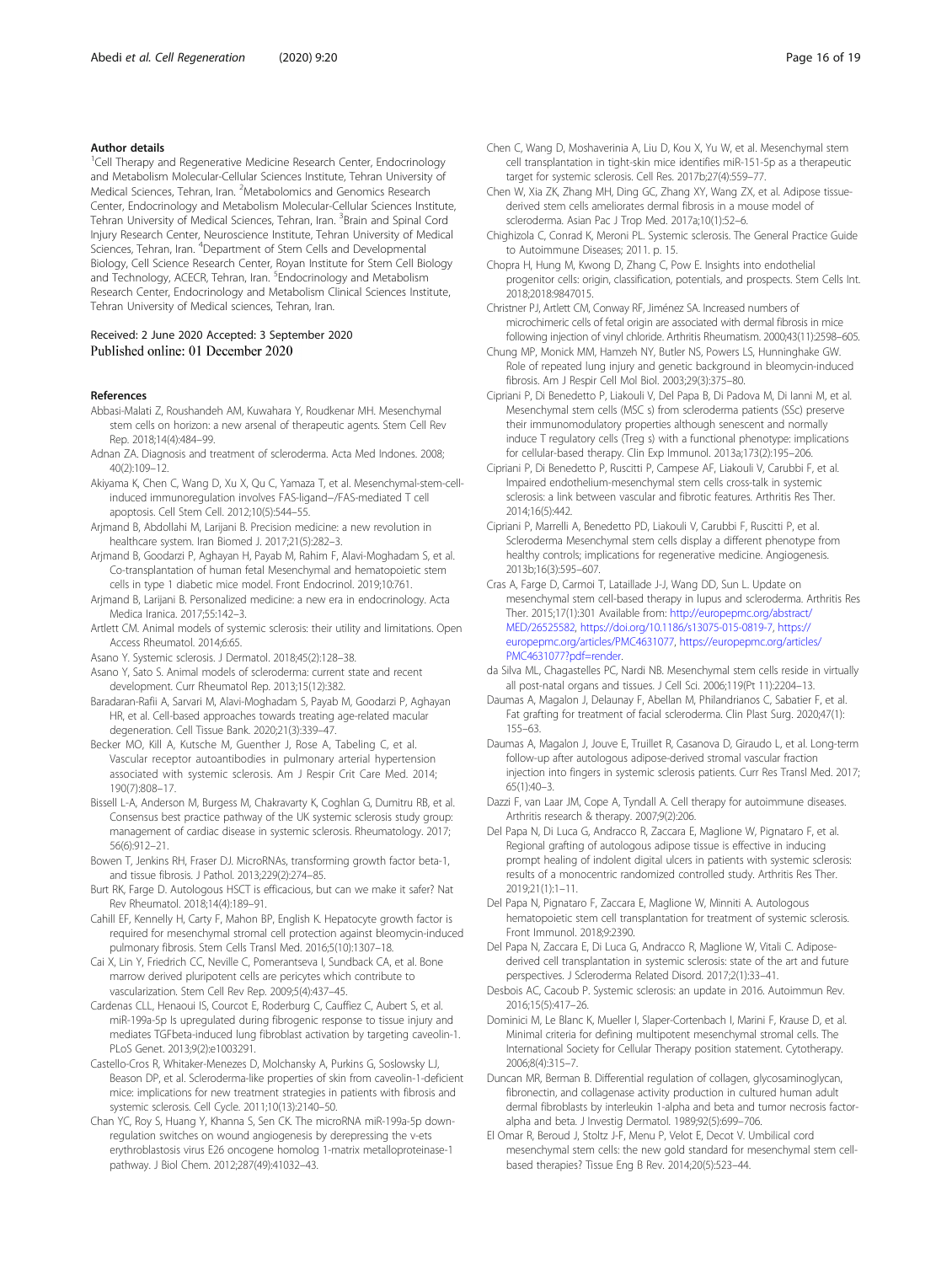### Author details

[1]Cell Therapy and Regenerative Medicine Research Center, Endocrinology and Metabolism Molecular-Cellular Sciences Institute, Tehran University of Medical Sciences, Tehran, Iran. [2]Metabolomics and Genomics Research Center, Endocrinology and Metabolism Molecular-Cellular Sciences Institute, Tehran University of Medical Sciences, Tehran, Iran. [3]Brain and Spinal Cord Injury Research Center, Neuroscience Institute, Tehran University of Medical Sciences, Tehran, Iran. [4]Department of Stem Cells and Developmental Biology, Cell Science Research Center, Royan Institute for Stem Cell Biology and Technology, ACECR, Tehran, Iran. [5]Endocrinology and Metabolism Research Center, Endocrinology and Metabolism Clinical Sciences Institute, Tehran University of Medical sciences, Tehran, Iran.

Received: 2 June 2020 Accepted: 3 September 2020
Published online: 01 December 2020

### References

Abbasi-Malati Z, Roushandeh AM, Kuwahara Y, Roudkenar MH. Mesenchymal stem cells on horizon: a new arsenal of therapeutic agents. Stem Cell Rev Rep. 2018;14(4):484–99.

Adnan ZA. Diagnosis and treatment of scleroderma. Acta Med Indones. 2008; 40(2):109–12.

Akiyama K, Chen C, Wang D, Xu X, Qu C, Yamaza T, et al. Mesenchymal-stem-cell-induced immunoregulation involves FAS-ligand−/FAS-mediated T cell apoptosis. Cell Stem Cell. 2012;10(5):544–55.

Arjmand B, Abdollahi M, Larijani B. Precision medicine: a new revolution in healthcare system. Iran Biomed J. 2017;21(5):282–3.

Arjmand B, Goodarzi P, Aghayan H, Payab M, Rahim F, Alavi-Moghadam S, et al. Co-transplantation of human fetal Mesenchymal and hematopoietic stem cells in type 1 diabetic mice model. Front Endocrinol. 2019;10:761.

Arjmand B, Larijani B. Personalized medicine: a new era in endocrinology. Acta Medica Iranica. 2017;55:142–3.

Artlett CM. Animal models of systemic sclerosis: their utility and limitations. Open Access Rheumatol. 2014;6:65.

Asano Y. Systemic sclerosis. J Dermatol. 2018;45(2):128–38.

Asano Y, Sato S. Animal models of scleroderma: current state and recent development. Curr Rheumatol Rep. 2013;15(12):382.

Baradaran-Rafii A, Sarvari M, Alavi-Moghadam S, Payab M, Goodarzi P, Aghayan HR, et al. Cell-based approaches towards treating age-related macular degeneration. Cell Tissue Bank. 2020;21(3):339–47.

Becker MO, Kill A, Kutsche M, Guenther J, Rose A, Tabeling C, et al. Vascular receptor autoantibodies in pulmonary arterial hypertension associated with systemic sclerosis. Am J Respir Crit Care Med. 2014; 190(7):808–17.

Bissell L-A, Anderson M, Burgess M, Chakravarty K, Coghlan G, Dumitru RB, et al. Consensus best practice pathway of the UK systemic sclerosis study group: management of cardiac disease in systemic sclerosis. Rheumatology. 2017; 56(6):912–21.

Bowen T, Jenkins RH, Fraser DJ. MicroRNAs, transforming growth factor beta-1, and tissue fibrosis. J Pathol. 2013;229(2):274–85.

Burt RK, Farge D. Autologous HSCT is efficacious, but can we make it safer? Nat Rev Rheumatol. 2018;14(4):189–91.

Cahill EF, Kennelly H, Carty F, Mahon BP, English K. Hepatocyte growth factor is required for mesenchymal stromal cell protection against bleomycin-induced pulmonary fibrosis. Stem Cells Transl Med. 2016;5(10):1307–18.

Cai X, Lin Y, Friedrich CC, Neville C, Pomerantseva I, Sundback CA, et al. Bone marrow derived pluripotent cells are pericytes which contribute to vascularization. Stem Cell Rev Rep. 2009;5(4):437–45.

Cardenas CLL, Henaoui IS, Courcot E, Roderburg C, Cauffiez C, Aubert S, et al. miR-199a-5p Is upregulated during fibrogenic response to tissue injury and mediates TGFbeta-induced lung fibroblast activation by targeting caveolin-1. PLoS Genet. 2013;9(2):e1003291.

Castello-Cros R, Whitaker-Menezes D, Molchansky A, Purkins G, Soslowsky LJ, Beason DP, et al. Scleroderma-like properties of skin from caveolin-1-deficient mice: implications for new treatment strategies in patients with fibrosis and systemic sclerosis. Cell Cycle. 2011;10(13):2140–50.

Chan YC, Roy S, Huang Y, Khanna S, Sen CK. The microRNA miR-199a-5p down-regulation switches on wound angiogenesis by derepressing the v-ets erythroblastosis virus E26 oncogene homolog 1-matrix metalloproteinase-1 pathway. J Biol Chem. 2012;287(49):41032–43.

Chen C, Wang D, Moshaverinia A, Liu D, Kou X, Yu W, et al. Mesenchymal stem cell transplantation in tight-skin mice identifies miR-151-5p as a therapeutic target for systemic sclerosis. Cell Res. 2017b;27(4):559–77.

Chen W, Xia ZK, Zhang MH, Ding GC, Zhang XY, Wang ZX, et al. Adipose tissue-derived stem cells ameliorates dermal fibrosis in a mouse model of scleroderma. Asian Pac J Trop Med. 2017a;10(1):52–6.

Chighizola C, Conrad K, Meroni PL. Systemic sclerosis. The General Practice Guide to Autoimmune Diseases; 2011. p. 15.

Chopra H, Hung M, Kwong D, Zhang C, Pow E. Insights into endothelial progenitor cells: origin, classification, potentials, and prospects. Stem Cells Int. 2018;2018:9847015.

Christner PJ, Artlett CM, Conway RF, Jiménez SA. Increased numbers of microchimeric cells of fetal origin are associated with dermal fibrosis in mice following injection of vinyl chloride. Arthritis Rheumatism. 2000;43(11):2598–605.

Chung MP, Monick MM, Hamzeh NY, Butler NS, Powers LS, Hunninghake GW. Role of repeated lung injury and genetic background in bleomycin-induced fibrosis. Am J Respir Cell Mol Biol. 2003;29(3):375–80.

Cipriani P, Di Benedetto P, Liakouli V, Del Papa B, Di Padova M, Di Ianni M, et al. Mesenchymal stem cells (MSC s) from scleroderma patients (SSc) preserve their immunomodulatory properties although senescent and normally induce T regulatory cells (Treg s) with a functional phenotype: implications for cellular-based therapy. Clin Exp Immunol. 2013a;173(2):195–206.

Cipriani P, Di Benedetto P, Ruscitti P, Campese AF, Liakouli V, Carubbi F, et al. Impaired endothelium-mesenchymal stem cells cross-talk in systemic sclerosis: a link between vascular and fibrotic features. Arthritis Res Ther. 2014;16(5):442.

Cipriani P, Marrelli A, Benedetto PD, Liakouli V, Carubbi F, Ruscitti P, et al. Scleroderma Mesenchymal stem cells display a different phenotype from healthy controls; implications for regenerative medicine. Angiogenesis. 2013b;16(3):595–607.

Cras A, Farge D, Carmoi T, Lataillade J-J, Wang DD, Sun L. Update on mesenchymal stem cell-based therapy in lupus and scleroderma. Arthritis Res Ther. 2015;17(1):301 Available from: http://europepmc.org/abstract/MED/26525582, https://doi.org/10.1186/s13075-015-0819-7, https://europepmc.org/articles/PMC4631077, https://europepmc.org/articles/PMC4631077?pdf=render.

da Silva ML, Chagastelles PC, Nardi NB. Mesenchymal stem cells reside in virtually all post-natal organs and tissues. J Cell Sci. 2006;119(Pt 11):2204–13.

Daumas A, Magalon J, Delaunay F, Abellan M, Philandrianos C, Sabatier F, et al. Fat grafting for treatment of facial scleroderma. Clin Plast Surg. 2020;47(1): 155–63.

Daumas A, Magalon J, Jouve E, Truillet R, Casanova D, Giraudo L, et al. Long-term follow-up after autologous adipose-derived stromal vascular fraction injection into fingers in systemic sclerosis patients. Curr Res Transl Med. 2017; 65(1):40–3.

Dazzi F, van Laar JM, Cope A, Tyndall A. Cell therapy for autoimmune diseases. Arthritis research & therapy. 2007;9(2):206.

Del Papa N, Di Luca G, Andracco R, Zaccara E, Maglione W, Pignataro F, et al. Regional grafting of autologous adipose tissue is effective in inducing prompt healing of indolent digital ulcers in patients with systemic sclerosis: results of a monocentric randomized controlled study. Arthritis Res Ther. 2019;21(1):1–11.

Del Papa N, Pignataro F, Zaccara E, Maglione W, Minniti A. Autologous hematopoietic stem cell transplantation for treatment of systemic sclerosis. Front Immunol. 2018;9:2390.

Del Papa N, Zaccara E, Di Luca G, Andracco R, Maglione W, Vitali C. Adipose-derived cell transplantation in systemic sclerosis: state of the art and future perspectives. J Scleroderma Related Disord. 2017;2(1):33–41.

Desbois AC, Cacoub P. Systemic sclerosis: an update in 2016. Autoimmun Rev. 2016;15(5):417–26.

Dominici M, Le Blanc K, Mueller I, Slaper-Cortenbach I, Marini F, Krause D, et al. Minimal criteria for defining multipotent mesenchymal stromal cells. The International Society for Cellular Therapy position statement. Cytotherapy. 2006;8(4):315–7.

Duncan MR, Berman B. Differential regulation of collagen, glycosaminoglycan, fibronectin, and collagenase activity production in cultured human adult dermal fibroblasts by interleukin 1-alpha and beta and tumor necrosis factor-alpha and beta. J Investig Dermatol. 1989;92(5):699–706.

El Omar R, Beroud J, Stoltz J-F, Menu P, Velot E, Decot V. Umbilical cord mesenchymal stem cells: the new gold standard for mesenchymal stem cell-based therapies? Tissue Eng B Rev. 2014;20(5):523–44.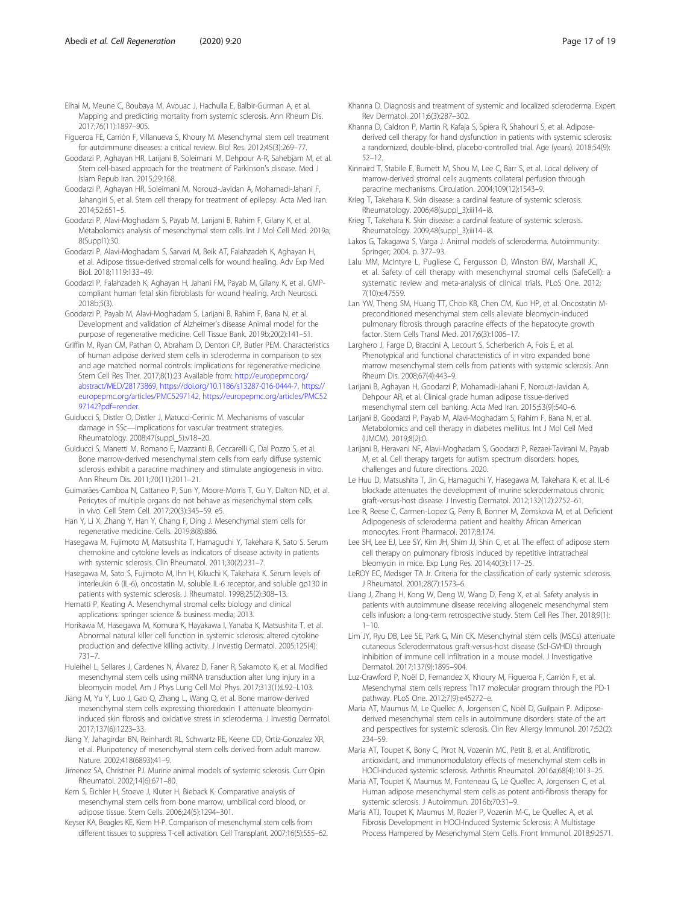Elhai M, Meune C, Boubaya M, Avouac J, Hachulla E, Balbir-Gurman A, et al. Mapping and predicting mortality from systemic sclerosis. Ann Rheum Dis. 2017;76(11):1897–905.

Figueroa FE, Carrión F, Villanueva S, Khoury M. Mesenchymal stem cell treatment for autoimmune diseases: a critical review. Biol Res. 2012;45(3):269–77.

Goodarzi P, Aghayan HR, Larijani B, Soleimani M, Dehpour A-R, Sahebjam M, et al. Stem cell-based approach for the treatment of Parkinson's disease. Med J Islam Repub Iran. 2015;29:168.

Goodarzi P, Aghayan HR, Soleimani M, Norouzi-Javidan A, Mohamadi-Jahani F, Jahangiri S, et al. Stem cell therapy for treatment of epilepsy. Acta Med Iran. 2014;52:651–5.

Goodarzi P, Alavi-Moghadam S, Payab M, Larijani B, Rahim F, Gilany K, et al. Metabolomics analysis of mesenchymal stem cells. Int J Mol Cell Med. 2019a; 8(Suppl1):30.

Goodarzi P, Alavi-Moghadam S, Sarvari M, Beik AT, Falahzadeh K, Aghayan H, et al. Adipose tissue-derived stromal cells for wound healing. Adv Exp Med Biol. 2018;1119:133–49.

Goodarzi P, Falahzadeh K, Aghayan H, Jahani FM, Payab M, Gilany K, et al. GMP-compliant human fetal skin fibroblasts for wound healing. Arch Neurosci. 2018b;5(3).

Goodarzi P, Payab M, Alavi-Moghadam S, Larijani B, Rahim F, Bana N, et al. Development and validation of Alzheimer's disease Animal model for the purpose of regenerative medicine. Cell Tissue Bank. 2019b;20(2):141–51.

Griffin M, Ryan CM, Pathan O, Abraham D, Denton CP, Butler PEM. Characteristics of human adipose derived stem cells in scleroderma in comparison to sex and age matched normal controls: implications for regenerative medicine. Stem Cell Res Ther. 2017;8(1):23 Available from: http://europepmc.org/abstract/MED/28173869, https://doi.org/10.1186/s13287-016-0444-7, https://europepmc.org/articles/PMC5297142, https://europepmc.org/articles/PMC5297142?pdf=render.

Guiducci S, Distler O, Distler J, Matucci-Cerinic M. Mechanisms of vascular damage in SSc—implications for vascular treatment strategies. Rheumatology. 2008;47(suppl_5):v18–20.

Guiducci S, Manetti M, Romano E, Mazzanti B, Ceccarelli C, Dal Pozzo S, et al. Bone marrow-derived mesenchymal stem cells from early diffuse systemic sclerosis exhibit a paracrine machinery and stimulate angiogenesis in vitro. Ann Rheum Dis. 2011;70(11):2011–21.

Guimarães-Camboa N, Cattaneo P, Sun Y, Moore-Morris T, Gu Y, Dalton ND, et al. Pericytes of multiple organs do not behave as mesenchymal stem cells in vivo. Cell Stem Cell. 2017;20(3):345–59. e5.

Han Y, Li X, Zhang Y, Han Y, Chang F, Ding J. Mesenchymal stem cells for regenerative medicine. Cells. 2019;8(8):886.

Hasegawa M, Fujimoto M, Matsushita T, Hamaguchi Y, Takehara K, Sato S. Serum chemokine and cytokine levels as indicators of disease activity in patients with systemic sclerosis. Clin Rheumatol. 2011;30(2):231–7.

Hasegawa M, Sato S, Fujimoto M, Ihn H, Kikuchi K, Takehara K. Serum levels of interleukin 6 (IL-6), oncostatin M, soluble IL-6 receptor, and soluble gp130 in patients with systemic sclerosis. J Rheumatol. 1998;25(2):308–13.

Hematti P, Keating A. Mesenchymal stromal cells: biology and clinical applications: springer science & business media; 2013.

Horikawa M, Hasegawa M, Komura K, Hayakawa I, Yanaba K, Matsushita T, et al. Abnormal natural killer cell function in systemic sclerosis: altered cytokine production and defective killing activity. J Investig Dermatol. 2005;125(4): 731–7.

Huleihel L, Sellares J, Cardenes N, Álvarez D, Faner R, Sakamoto K, et al. Modified mesenchymal stem cells using miRNA transduction alter lung injury in a bleomycin model. Am J Phys Lung Cell Mol Phys. 2017;313(1):L92–L103.

Jiang M, Yu Y, Luo J, Gao Q, Zhang L, Wang Q, et al. Bone marrow-derived mesenchymal stem cells expressing thioredoxin 1 attenuate bleomycin-induced skin fibrosis and oxidative stress in scleroderma. J Investig Dermatol. 2017;137(6):1223–33.

Jiang Y, Jahagirdar BN, Reinhardt RL, Schwartz RE, Keene CD, Ortiz-Gonzalez XR, et al. Pluripotency of mesenchymal stem cells derived from adult marrow. Nature. 2002;418(6893):41–9.

Jimenez SA, Christner PJ. Murine animal models of systemic sclerosis. Curr Opin Rheumatol. 2002;14(6):671–80.

Kern S, Eichler H, Stoeve J, Kluter H, Bieback K. Comparative analysis of mesenchymal stem cells from bone marrow, umbilical cord blood, or adipose tissue. Stem Cells. 2006;24(5):1294–301.

Keyser KA, Beagles KE, Kiem H-P. Comparison of mesenchymal stem cells from different tissues to suppress T-cell activation. Cell Transplant. 2007;16(5):555–62.

Khanna D. Diagnosis and treatment of systemic and localized scleroderma. Expert Rev Dermatol. 2011;6(3):287–302.

Khanna D, Caldron P, Martin R, Kafaja S, Spiera R, Shahouri S, et al. Adipose-derived cell therapy for hand dysfunction in patients with systemic sclerosis: a randomized, double-blind, placebo-controlled trial. Age (years). 2018;54(9): 52–12.

Kinnaird T, Stabile E, Burnett M, Shou M, Lee C, Barr S, et al. Local delivery of marrow-derived stromal cells augments collateral perfusion through paracrine mechanisms. Circulation. 2004;109(12):1543–9.

Krieg T, Takehara K. Skin disease: a cardinal feature of systemic sclerosis. Rheumatology. 2006;48(suppl_3):iii14–i8.

Krieg T, Takehara K. Skin disease: a cardinal feature of systemic sclerosis. Rheumatology. 2009;48(suppl_3):iii14–i8.

Lakos G, Takagawa S, Varga J. Animal models of scleroderma. Autoimmunity: Springer; 2004. p. 377–93.

Lalu MM, McIntyre L, Pugliese C, Fergusson D, Winston BW, Marshall JC, et al. Safety of cell therapy with mesenchymal stromal cells (SafeCell): a systematic review and meta-analysis of clinical trials. PLoS One. 2012; 7(10):e47559.

Lan YW, Theng SM, Huang TT, Choo KB, Chen CM, Kuo HP, et al. Oncostatin M-preconditioned mesenchymal stem cells alleviate bleomycin-induced pulmonary fibrosis through paracrine effects of the hepatocyte growth factor. Stem Cells Transl Med. 2017;6(3):1006–17.

Larghero J, Farge D, Braccini A, Lecourt S, Scherberich A, Fois E, et al. Phenotypical and functional characteristics of in vitro expanded bone marrow mesenchymal stem cells from patients with systemic sclerosis. Ann Rheum Dis. 2008;67(4):443–9.

Larijani B, Aghayan H, Goodarzi P, Mohamadi-Jahani F, Norouzi-Javidan A, Dehpour AR, et al. Clinical grade human adipose tissue-derived mesenchymal stem cell banking. Acta Med Iran. 2015;53(9):540–6.

Larijani B, Goodarzi P, Payab M, Alavi-Moghadam S, Rahim F, Bana N, et al. Metabolomics and cell therapy in diabetes mellitus. Int J Mol Cell Med (IJMCM). 2019;8(2):0.

Larijani B, Heravani NF, Alavi-Moghadam S, Goodarzi P, Rezaei-Tavirani M, Payab M, et al. Cell therapy targets for autism spectrum disorders: hopes, challenges and future directions. 2020.

Le Huu D, Matsushita T, Jin G, Hamaguchi Y, Hasegawa M, Takehara K, et al. IL-6 blockade attenuates the development of murine sclerodermatous chronic graft-versus-host disease. J Investig Dermatol. 2012;132(12):2752–61.

Lee R, Reese C, Carmen-Lopez G, Perry B, Bonner M, Zemskova M, et al. Deficient Adipogenesis of scleroderma patient and healthy African American monocytes. Front Pharmacol. 2017;8:174.

Lee SH, Lee EJ, Lee SY, Kim JH, Shim JJ, Shin C, et al. The effect of adipose stem cell therapy on pulmonary fibrosis induced by repetitive intratracheal bleomycin in mice. Exp Lung Res. 2014;40(3):117–25.

LeROY EC, Medsger TA Jr. Criteria for the classification of early systemic sclerosis. J Rheumatol. 2001;28(7):1573–6.

Liang J, Zhang H, Kong W, Deng W, Wang D, Feng X, et al. Safety analysis in patients with autoimmune disease receiving allogeneic mesenchymal stem cells infusion: a long-term retrospective study. Stem Cell Res Ther. 2018;9(1): 1–10.

Lim JY, Ryu DB, Lee SE, Park G, Min CK. Mesenchymal stem cells (MSCs) attenuate cutaneous Sclerodermatous graft-versus-host disease (Scl-GVHD) through inhibition of immune cell infiltration in a mouse model. J Investigative Dermatol. 2017;137(9):1895–904.

Luz-Crawford P, Noël D, Fernandez X, Khoury M, Figueroa F, Carrión F, et al. Mesenchymal stem cells repress Th17 molecular program through the PD-1 pathway. PLoS One. 2012;7(9):e45272–e.

Maria AT, Maumus M, Le Quellec A, Jorgensen C, Noël D, Guilpain P. Adipose-derived mesenchymal stem cells in autoimmune disorders: state of the art and perspectives for systemic sclerosis. Clin Rev Allergy Immunol. 2017;52(2): 234–59.

Maria AT, Toupet K, Bony C, Pirot N, Vozenin MC, Petit B, et al. Antifibrotic, antioxidant, and immunomodulatory effects of mesenchymal stem cells in HOCl-induced systemic sclerosis. Arthritis Rheumatol. 2016a;68(4):1013–25.

Maria AT, Toupet K, Maumus M, Fonteneau G, Le Quellec A, Jorgensen C, et al. Human adipose mesenchymal stem cells as potent anti-fibrosis therapy for systemic sclerosis. J Autoimmun. 2016b;70:31–9.

Maria ATJ, Toupet K, Maumus M, Rozier P, Vozenin M-C, Le Quellec A, et al. Fibrosis Development in HOCl-Induced Systemic Sclerosis: A Multistage Process Hampered by Mesenchymal Stem Cells. Front Immunol. 2018;9:2571.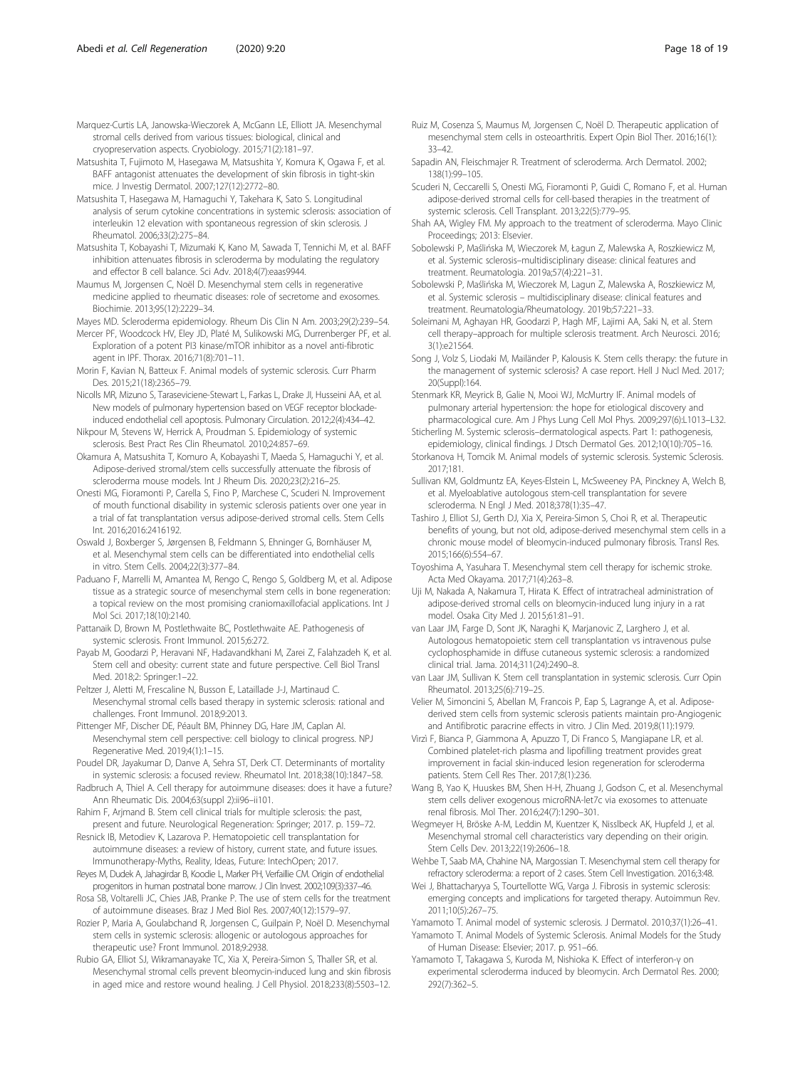Marquez-Curtis LA, Janowska-Wieczorek A, McGann LE, Elliott JA. Mesenchymal stromal cells derived from various tissues: biological, clinical and cryopreservation aspects. Cryobiology. 2015;71(2):181–97.

Matsushita T, Fujimoto M, Hasegawa M, Matsushita Y, Komura K, Ogawa F, et al. BAFF antagonist attenuates the development of skin fibrosis in tight-skin mice. J Investig Dermatol. 2007;127(12):2772–80.

Matsushita T, Hasegawa M, Hamaguchi Y, Takehara K, Sato S. Longitudinal analysis of serum cytokine concentrations in systemic sclerosis: association of interleukin 12 elevation with spontaneous regression of skin sclerosis. J Rheumatol. 2006;33(2):275–84.

Matsushita T, Kobayashi T, Mizumaki K, Kano M, Sawada T, Tennichi M, et al. BAFF inhibition attenuates fibrosis in scleroderma by modulating the regulatory and effector B cell balance. Sci Adv. 2018;4(7):eaas9944.

Maumus M, Jorgensen C, Noël D. Mesenchymal stem cells in regenerative medicine applied to rheumatic diseases: role of secretome and exosomes. Biochimie. 2013;95(12):2229–34.

Mayes MD. Scleroderma epidemiology. Rheum Dis Clin N Am. 2003;29(2):239–54.

Mercer PF, Woodcock HV, Eley JD, Platé M, Sulikowski MG, Durrenberger PF, et al. Exploration of a potent PI3 kinase/mTOR inhibitor as a novel anti-fibrotic agent in IPF. Thorax. 2016;71(8):701–11.

Morin F, Kavian N, Batteux F. Animal models of systemic sclerosis. Curr Pharm Des. 2015;21(18):2365–79.

Nicolls MR, Mizuno S, Taraseviciene-Stewart L, Farkas L, Drake JI, Husseini AA, et al. New models of pulmonary hypertension based on VEGF receptor blockade-induced endothelial cell apoptosis. Pulmonary Circulation. 2012;2(4):434–42.

Nikpour M, Stevens W, Herrick A, Proudman S. Epidemiology of systemic sclerosis. Best Pract Res Clin Rheumatol. 2010;24:857–69.

Okamura A, Matsushita T, Komuro A, Kobayashi T, Maeda S, Hamaguchi Y, et al. Adipose-derived stromal/stem cells successfully attenuate the fibrosis of scleroderma mouse models. Int J Rheum Dis. 2020;23(2):216–25.

Onesti MG, Fioramonti P, Carella S, Fino P, Marchese C, Scuderi N. Improvement of mouth functional disability in systemic sclerosis patients over one year in a trial of fat transplantation versus adipose-derived stromal cells. Stem Cells Int. 2016;2016:2416192.

Oswald J, Boxberger S, Jørgensen B, Feldmann S, Ehninger G, Bornhäuser M, et al. Mesenchymal stem cells can be differentiated into endothelial cells in vitro. Stem Cells. 2004;22(3):377–84.

Paduano F, Marrelli M, Amantea M, Rengo C, Rengo S, Goldberg M, et al. Adipose tissue as a strategic source of mesenchymal stem cells in bone regeneration: a topical review on the most promising craniomaxillofacial applications. Int J Mol Sci. 2017;18(10):2140.

Pattanaik D, Brown M, Postlethwaite BC, Postlethwaite AE. Pathogenesis of systemic sclerosis. Front Immunol. 2015;6:272.

Payab M, Goodarzi P, Heravani NF, Hadavandkhani M, Zarei Z, Falahzadeh K, et al. Stem cell and obesity: current state and future perspective. Cell Biol Transl Med. 2018;2: Springer:1–22.

Peltzer J, Aletti M, Frescaline N, Busson E, Lataillade J-J, Martinaud C. Mesenchymal stromal cells based therapy in systemic sclerosis: rational and challenges. Front Immunol. 2018;9:2013.

Pittenger MF, Discher DE, Péault BM, Phinney DG, Hare JM, Caplan AI. Mesenchymal stem cell perspective: cell biology to clinical progress. NPJ Regenerative Med. 2019;4(1):1–15.

Poudel DR, Jayakumar D, Danve A, Sehra ST, Derk CT. Determinants of mortality in systemic sclerosis: a focused review. Rheumatol Int. 2018;38(10):1847–58.

Radbruch A, Thiel A. Cell therapy for autoimmune diseases: does it have a future? Ann Rheumatic Dis. 2004;63(suppl 2):ii96–ii101.

Rahim F, Arjmand B. Stem cell clinical trials for multiple sclerosis: the past, present and future. Neurological Regeneration: Springer; 2017. p. 159–72.

Resnick IB, Metodiev K, Lazarova P. Hematopoietic cell transplantation for autoimmune diseases: a review of history, current state, and future issues. Immunotherapy-Myths, Reality, Ideas, Future: IntechOpen; 2017.

Reyes M, Dudek A, Jahagirdar B, Koodie L, Marker PH, Verfaillie CM. Origin of endothelial progenitors in human postnatal bone marrow. J Clin Invest. 2002;109(3):337–46.

Rosa SB, Voltarelli JC, Chies JAB, Pranke P. The use of stem cells for the treatment of autoimmune diseases. Braz J Med Biol Res. 2007;40(12):1579–97.

Rozier P, Maria A, Goulabchand R, Jorgensen C, Guilpain P, Noël D. Mesenchymal stem cells in systemic sclerosis: allogenic or autologous approaches for therapeutic use? Front Immunol. 2018;9:2938.

Rubio GA, Elliot SJ, Wikramanayake TC, Xia X, Pereira-Simon S, Thaller SR, et al. Mesenchymal stromal cells prevent bleomycin-induced lung and skin fibrosis in aged mice and restore wound healing. J Cell Physiol. 2018;233(8):5503–12.

Ruiz M, Cosenza S, Maumus M, Jorgensen C, Noël D. Therapeutic application of mesenchymal stem cells in osteoarthritis. Expert Opin Biol Ther. 2016;16(1):33–42.

Sapadin AN, Fleischmajer R. Treatment of scleroderma. Arch Dermatol. 2002;138(1):99–105.

Scuderi N, Ceccarelli S, Onesti MG, Fioramonti P, Guidi C, Romano F, et al. Human adipose-derived stromal cells for cell-based therapies in the treatment of systemic sclerosis. Cell Transplant. 2013;22(5):779–95.

Shah AA, Wigley FM. My approach to the treatment of scleroderma. Mayo Clinic Proceedings; 2013: Elsevier.

Sobolewski P, Maślińska M, Wieczorek M, Łagun Z, Malewska A, Roszkiewicz M, et al. Systemic sclerosis–multidisciplinary disease: clinical features and treatment. Reumatologia. 2019a;57(4):221–31.

Sobolewski P, Maślińska M, Wieczorek M, Lagun Z, Malewska A, Roszkiewicz M, et al. Systemic sclerosis – multidisciplinary disease: clinical features and treatment. Reumatologia/Rheumatology. 2019b;57:221–33.

Soleimani M, Aghayan HR, Goodarzi P, Hagh MF, Lajimi AA, Saki N, et al. Stem cell therapy–approach for multiple sclerosis treatment. Arch Neurosci. 2016;3(1):e21564.

Song J, Volz S, Liodaki M, Mailänder P, Kalousis K. Stem cells therapy: the future in the management of systemic sclerosis? A case report. Hell J Nucl Med. 2017;20(Suppl):164.

Stenmark KR, Meyrick B, Galie N, Mooi WJ, McMurtry IF. Animal models of pulmonary arterial hypertension: the hope for etiological discovery and pharmacological cure. Am J Phys Lung Cell Mol Phys. 2009;297(6):L1013–L32.

Sticherling M. Systemic sclerosis–dermatological aspects. Part 1: pathogenesis, epidemiology, clinical findings. J Dtsch Dermatol Ges. 2012;10(10):705–16.

Storkanova H, Tomcik M. Animal models of systemic sclerosis. Systemic Sclerosis. 2017;181.

Sullivan KM, Goldmuntz EA, Keyes-Elstein L, McSweeney PA, Pinckney A, Welch B, et al. Myeloablative autologous stem-cell transplantation for severe scleroderma. N Engl J Med. 2018;378(1):35–47.

Tashiro J, Elliot SJ, Gerth DJ, Xia X, Pereira-Simon S, Choi R, et al. Therapeutic benefits of young, but not old, adipose-derived mesenchymal stem cells in a chronic mouse model of bleomycin-induced pulmonary fibrosis. Transl Res. 2015;166(6):554–67.

Toyoshima A, Yasuhara T. Mesenchymal stem cell therapy for ischemic stroke. Acta Med Okayama. 2017;71(4):263–8.

Uji M, Nakada A, Nakamura T, Hirata K. Effect of intratracheal administration of adipose-derived stromal cells on bleomycin-induced lung injury in a rat model. Osaka City Med J. 2015;61:81–91.

van Laar JM, Farge D, Sont JK, Naraghi K, Marjanovic Z, Larghero J, et al. Autologous hematopoietic stem cell transplantation vs intravenous pulse cyclophosphamide in diffuse cutaneous systemic sclerosis: a randomized clinical trial. Jama. 2014;311(24):2490–8.

van Laar JM, Sullivan K. Stem cell transplantation in systemic sclerosis. Curr Opin Rheumatol. 2013;25(6):719–25.

Velier M, Simoncini S, Abellan M, Francois P, Eap S, Lagrange A, et al. Adipose-derived stem cells from systemic sclerosis patients maintain pro-Angiogenic and Antifibrotic paracrine effects in vitro. J Clin Med. 2019;8(11):1979.

Virzì F, Bianca P, Giammona A, Apuzzo T, Di Franco S, Mangiapane LR, et al. Combined platelet-rich plasma and lipofilling treatment provides great improvement in facial skin-induced lesion regeneration for scleroderma patients. Stem Cell Res Ther. 2017;8(1):236.

Wang B, Yao K, Huuskes BM, Shen H-H, Zhuang J, Godson C, et al. Mesenchymal stem cells deliver exogenous microRNA-let7c via exosomes to attenuate renal fibrosis. Mol Ther. 2016;24(7):1290–301.

Wegmeyer H, Bröske A-M, Leddin M, Kuentzer K, Nisslbeck AK, Hupfeld J, et al. Mesenchymal stromal cell characteristics vary depending on their origin. Stem Cells Dev. 2013;22(19):2606–18.

Wehbe T, Saab MA, Chahine NA, Margossian T. Mesenchymal stem cell therapy for refractory scleroderma: a report of 2 cases. Stem Cell Investigation. 2016;3:48.

Wei J, Bhattacharyya S, Tourtellotte WG, Varga J. Fibrosis in systemic sclerosis: emerging concepts and implications for targeted therapy. Autoimmun Rev. 2011;10(5):267–75.

Yamamoto T. Animal model of systemic sclerosis. J Dermatol. 2010;37(1):26–41.

Yamamoto T. Animal Models of Systemic Sclerosis. Animal Models for the Study of Human Disease: Elsevier; 2017. p. 951–66.

Yamamoto T, Takagawa S, Kuroda M, Nishioka K. Effect of interferon-γ on experimental scleroderma induced by bleomycin. Arch Dermatol Res. 2000;292(7):362–5.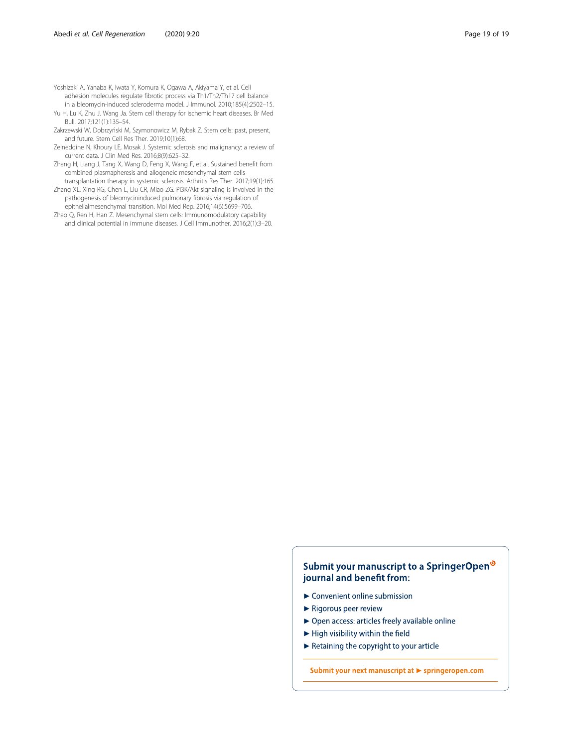Yoshizaki A, Yanaba K, Iwata Y, Komura K, Ogawa A, Akiyama Y, et al. Cell adhesion molecules regulate fibrotic process via Th1/Th2/Th17 cell balance in a bleomycin-induced scleroderma model. J Immunol. 2010;185(4):2502–15.

Yu H, Lu K, Zhu J. Wang Ja. Stem cell therapy for ischemic heart diseases. Br Med Bull. 2017;121(1):135–54.

Zakrzewski W, Dobrzyński M, Szymonowicz M, Rybak Z. Stem cells: past, present, and future. Stem Cell Res Ther. 2019;10(1):68.

Zeineddine N, Khoury LE, Mosak J. Systemic sclerosis and malignancy: a review of current data. J Clin Med Res. 2016;8(9):625–32.

Zhang H, Liang J, Tang X, Wang D, Feng X, Wang F, et al. Sustained benefit from combined plasmapheresis and allogeneic mesenchymal stem cells transplantation therapy in systemic sclerosis. Arthritis Res Ther. 2017;19(1):165.

Zhang XL, Xing RG, Chen L, Liu CR, Miao ZG. PI3K/Akt signaling is involved in the pathogenesis of bleomycininduced pulmonary fibrosis via regulation of epithelialmesenchymal transition. Mol Med Rep. 2016;14(6):5699–706.

Zhao Q, Ren H, Han Z. Mesenchymal stem cells: Immunomodulatory capability and clinical potential in immune diseases. J Cell Immunother. 2016;2(1):3–20.

**Submit your manuscript to a SpringerOpen journal and benefit from:**

- ► Convenient online submission
- ► Rigorous peer review
- ► Open access: articles freely available online
- ► High visibility within the field
- ► Retaining the copyright to your article

**Submit your next manuscript at ► springeropen.com**